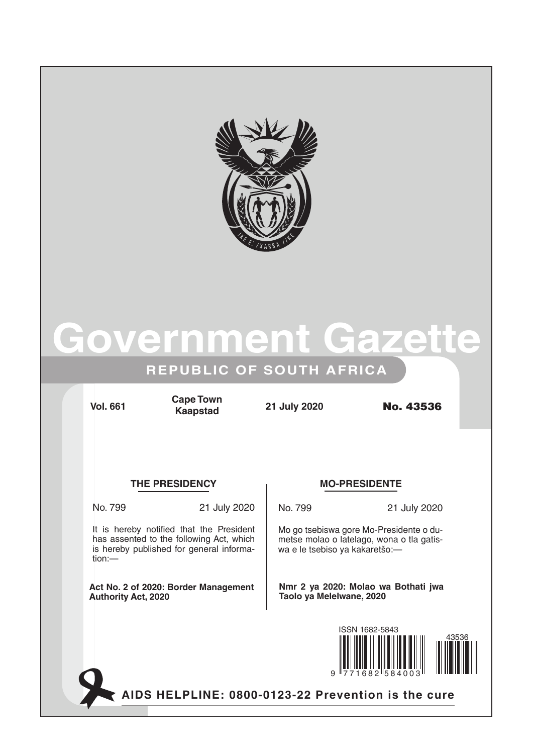# Government Gazette

## REPUBLIC OF SOUTH AFRICA

Vol. 661 | Cape Town / Kaapstad | 21 July 2020 | No. 43536

### THE PRESIDENCY

No. 799 21 July 2020

It is hereby notified that the President has assented to the following Act, which is hereby published for general information:—

**Act No. 2 of 2020: Border Management Authority Act, 2020**

### MO-PRESIDENTE

No. 799 21 July 2020

Mo go tsebiswa gore Mo-Presidente o dumetse molao o latelago, wona o tla gatiswa e le tsebiso ya kakaretšo:—

**Nmr 2 ya 2020: Molao wa Bothati jwa Taolo ya Melelwane, 2020**

ISSN 1682-5843

**AIDS HELPLINE: 0800-0123-22 Prevention is the cure**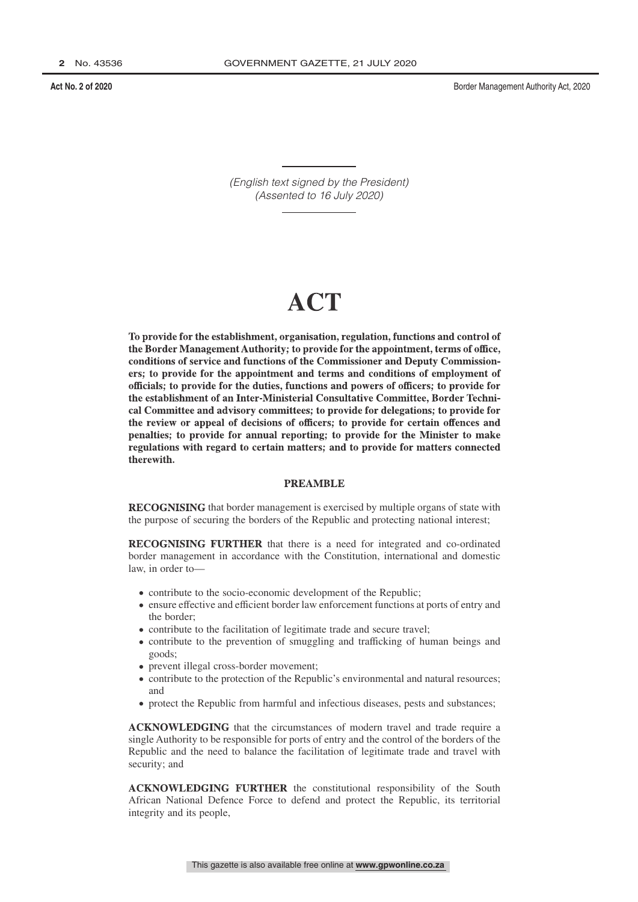*(English text signed by the President)*
*(Assented to 16 July 2020)*

# ACT

**To provide for the establishment, organisation, regulation, functions and control of the Border Management Authority; to provide for the appointment, terms of office, conditions of service and functions of the Commissioner and Deputy Commissioners; to provide for the appointment and terms and conditions of employment of officials; to provide for the duties, functions and powers of officers; to provide for the establishment of an Inter-Ministerial Consultative Committee, Border Technical Committee and advisory committees; to provide for delegations; to provide for the review or appeal of decisions of officers; to provide for certain offences and penalties; to provide for annual reporting; to provide for the Minister to make regulations with regard to certain matters; and to provide for matters connected therewith.**

## PREAMBLE

**RECOGNISING** that border management is exercised by multiple organs of state with the purpose of securing the borders of the Republic and protecting national interest;

**RECOGNISING FURTHER** that there is a need for integrated and co-ordinated border management in accordance with the Constitution, international and domestic law, in order to—

- contribute to the socio-economic development of the Republic;
- ensure effective and efficient border law enforcement functions at ports of entry and the border;
- contribute to the facilitation of legitimate trade and secure travel;
- contribute to the prevention of smuggling and trafficking of human beings and goods;
- prevent illegal cross-border movement;
- contribute to the protection of the Republic's environmental and natural resources; and
- protect the Republic from harmful and infectious diseases, pests and substances;

**ACKNOWLEDGING** that the circumstances of modern travel and trade require a single Authority to be responsible for ports of entry and the control of the borders of the Republic and the need to balance the facilitation of legitimate trade and travel with security; and

**ACKNOWLEDGING FURTHER** the constitutional responsibility of the South African National Defence Force to defend and protect the Republic, its territorial integrity and its people,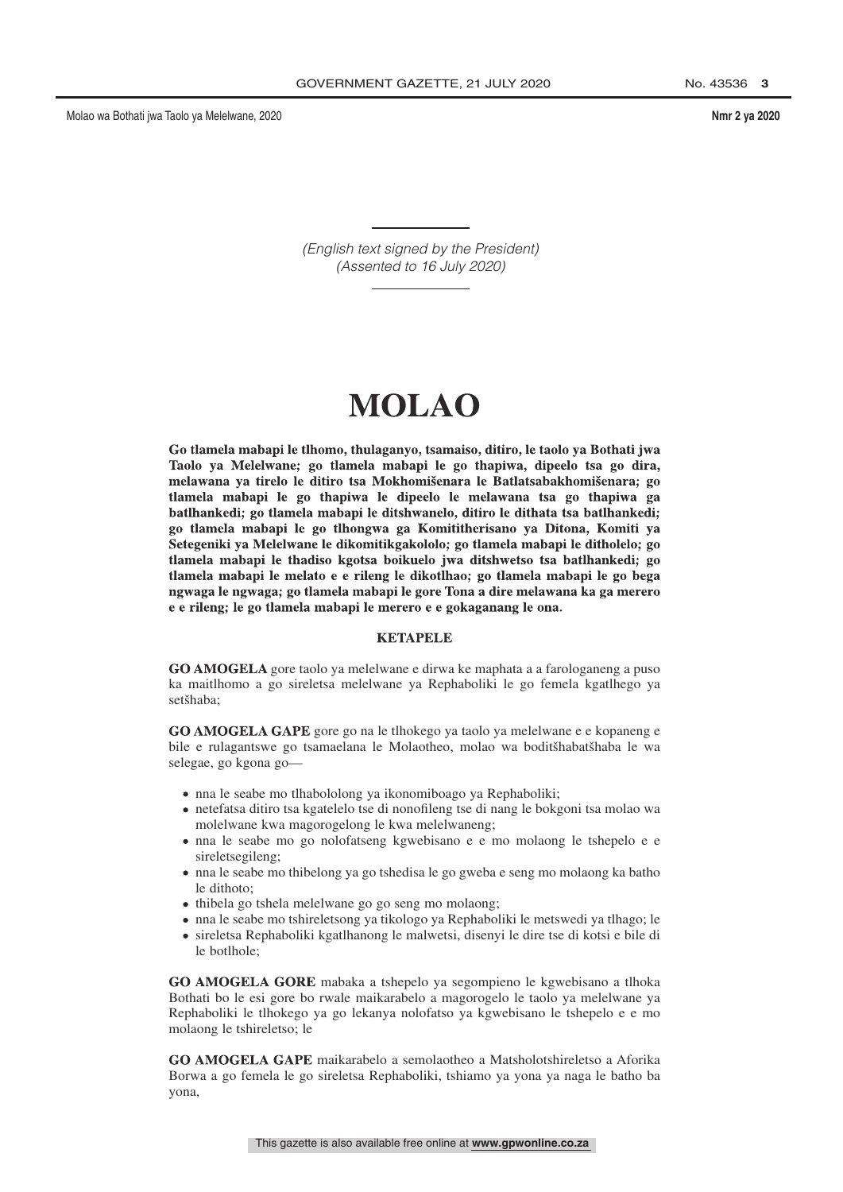*(English text signed by the President)*
*(Assented to 16 July 2020)*

# MOLAO

**Go tlamela mabapi le tlhomo, thulaganyo, tsamaiso, ditiro, le taolo ya Bothati jwa Taolo ya Melelwane; go tlamela mabapi le go thapiwa, dipeelo tsa go dira, melawana ya tirelo le ditiro tsa Mokhomišenara le Batlatsabakhomišenara; go tlamela mabapi le go thapiwa le dipeelo le melawana tsa go thapiwa ga batlhankedi; go tlamela mabapi le ditshwanelo, ditiro le dithata tsa batlhankedi; go tlamela mabapi le go tlhongwa ga Komititherisano ya Ditona, Komiti ya Setegeniki ya Melelwane le dikomitikgakololo; go tlamela mabapi le ditholelo; go tlamela mabapi le thadiso kgotsa boikuelo jwa ditshwetso tsa batlhankedi; go tlamela mabapi le melato e e rileng le dikotlhao; go tlamela mabapi le go bega ngwaga le ngwaga; go tlamela mabapi le gore Tona a dire melawana ka ga merero e e rileng; le go tlamela mabapi le merero e e gokaganang le ona.**

## KETAPELE

**GO AMOGELA** gore taolo ya melelwane e dirwa ke maphata a a farologaneng a puso ka maitlhomo a go sireletsa melelwane ya Rephaboliki le go femela kgatlhego ya setšhaba;

**GO AMOGELA GAPE** gore go na le tlhokego ya taolo ya melelwane e e kopaneng e bile e rulagantswe go tsamaelana le Molaotheo, molao wa boditšhabatšhaba le wa selegae, go kgona go—

- nna le seabe mo tlhabololong ya ikonomiboago ya Rephaboliki;
- netefatsa ditiro tsa kgatelelo tse di nonofileng tse di nang le bokgoni tsa molao wa molelwane kwa magorogelong le kwa melelwaneng;
- nna le seabe mo go nolofatseng kgwebisano e e mo molaong le tshepelo e e sireletsegileng;
- nna le seabe mo thibelong ya go tshedisa le go gweba e seng mo molaong ka batho le dithoto;
- thibela go tshela melelwane go go seng mo molaong;
- nna le seabe mo tshireletsong ya tikologo ya Rephaboliki le metswedi ya tlhago; le
- sireletsa Rephaboliki kgatlhanong le malwetsi, disenyi le dire tse di kotsi e bile di le botlhole;

**GO AMOGELA GORE** mabaka a tshepelo ya segompieno le kgwebisano a tlhoka Bothati bo le esi gore bo rwale maikarabelo a magorogelo le taolo ya melelwane ya Rephaboliki le tlhokego ya go lekanya nolofatso ya kgwebisano le tshepelo e e mo molaong le tshireletso; le

**GO AMOGELA GAPE** maikarabelo a semolaotheo a Matsholotshireletso a Aforika Borwa a go femela le go sireletsa Rephaboliki, tshiamo ya yona ya naga le batho ba yona,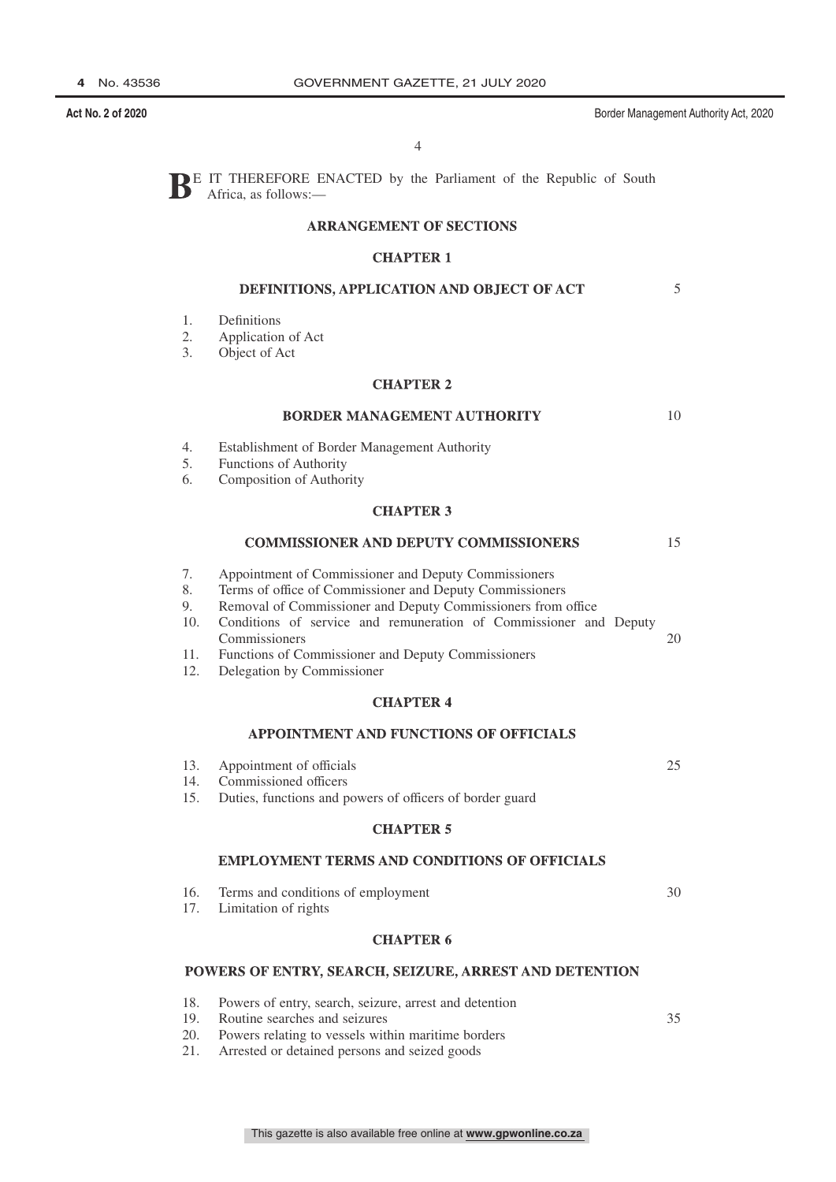BE IT THEREFORE ENACTED by the Parliament of the Republic of South Africa, as follows:—

## ARRANGEMENT OF SECTIONS

### CHAPTER 1

### DEFINITIONS, APPLICATION AND OBJECT OF ACT

1. Definitions
2. Application of Act
3. Object of Act

### CHAPTER 2

### BORDER MANAGEMENT AUTHORITY

4. Establishment of Border Management Authority
5. Functions of Authority
6. Composition of Authority

### CHAPTER 3

### COMMISSIONER AND DEPUTY COMMISSIONERS

7. Appointment of Commissioner and Deputy Commissioners
8. Terms of office of Commissioner and Deputy Commissioners
9. Removal of Commissioner and Deputy Commissioners from office
10. Conditions of service and remuneration of Commissioner and Deputy Commissioners
11. Functions of Commissioner and Deputy Commissioners
12. Delegation by Commissioner

### CHAPTER 4

### APPOINTMENT AND FUNCTIONS OF OFFICIALS

13. Appointment of officials
14. Commissioned officers
15. Duties, functions and powers of officers of border guard

### CHAPTER 5

### EMPLOYMENT TERMS AND CONDITIONS OF OFFICIALS

16. Terms and conditions of employment
17. Limitation of rights

### CHAPTER 6

### POWERS OF ENTRY, SEARCH, SEIZURE, ARREST AND DETENTION

18. Powers of entry, search, seizure, arrest and detention
19. Routine searches and seizures
20. Powers relating to vessels within maritime borders
21. Arrested or detained persons and seized goods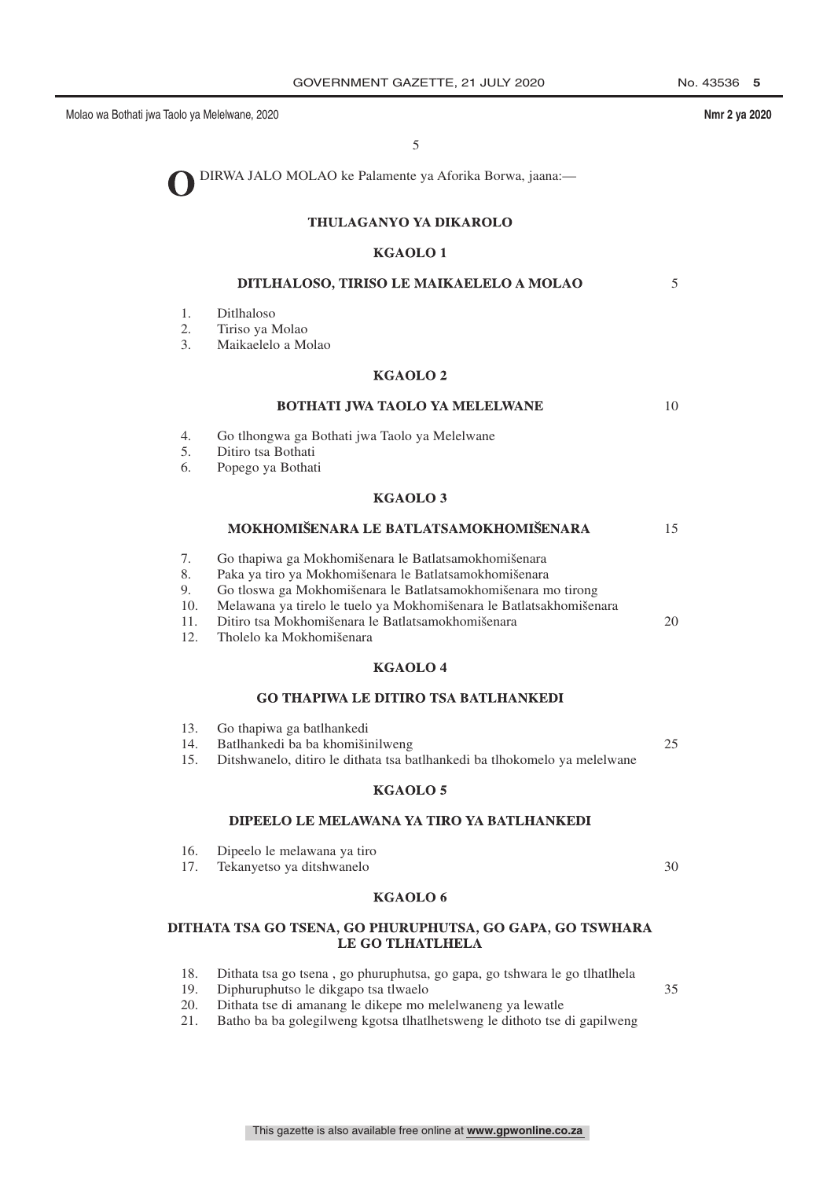**O**DIRWA JALO MOLAO ke Palamente ya Aforika Borwa, jaana:—

## THULAGANYO YA DIKAROLO

### KGAOLO 1

### DITLHALOSO, TIRISO LE MAIKAELELO A MOLAO

1. Ditlhaloso
2. Tiriso ya Molao
3. Maikaelelo a Molao

### KGAOLO 2

### BOTHATI JWA TAOLO YA MELELWANE

4. Go tlhongwa ga Bothati jwa Taolo ya Melelwane
5. Ditiro tsa Bothati
6. Popego ya Bothati

### KGAOLO 3

### MOKHOMIŠENARA LE BATLATSAMOKHOMIŠENARA

7. Go thapiwa ga Mokhomišenara le Batlatsamokhomišenara
8. Paka ya tiro ya Mokhomišenara le Batlatsamokhomišenara
9. Go tloswa ga Mokhomišenara le Batlatsamokhomišenara mo tirong
10. Melawana ya tirelo le tuelo ya Mokhomišenara le Batlatsakhomišenara
11. Ditiro tsa Mokhomišenara le Batlatsamokhomišenara
12. Tholelo ka Mokhomišenara

### KGAOLO 4

### GO THAPIWA LE DITIRO TSA BATLHANKEDI

13. Go thapiwa ga batlhankedi
14. Batlhankedi ba ba khomišinilweng
15. Ditshwanelo, ditiro le dithata tsa batlhankedi ba tlhokomelo ya melelwane

### KGAOLO 5

### DIPEELO LE MELAWANA YA TIRO YA BATLHANKEDI

16. Dipeelo le melawana ya tiro
17. Tekanyetso ya ditshwanelo

### KGAOLO 6

### DITHATA TSA GO TSENA, GO PHURUPHUTSA, GO GAPA, GO TSWHARA LE GO TLHATLHELA

18. Dithata tsa go tsena , go phuruphutsa, go gapa, go tshwara le go tlhatlhela
19. Diphuruphutso le dikgapo tsa tlwaelo
20. Dithata tse di amanang le dikepe mo melelwaneng ya lewatle
21. Batho ba ba golegilweng kgotsa tlhatlhetsweng le dithoto tse di gapilweng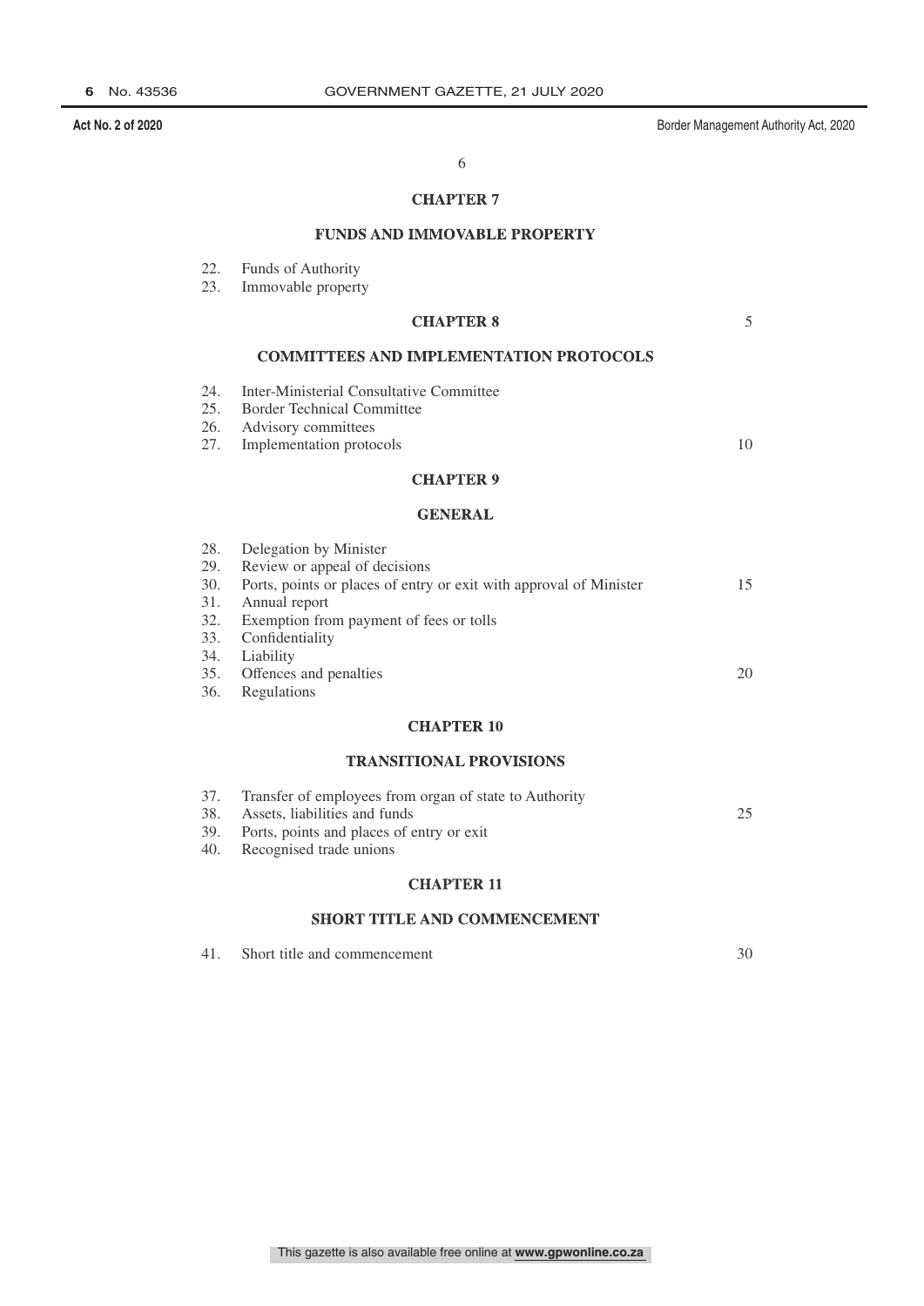## CHAPTER 7

## FUNDS AND IMMOVABLE PROPERTY

22. Funds of Authority
23. Immovable property

## CHAPTER 8

## COMMITTEES AND IMPLEMENTATION PROTOCOLS

24. Inter-Ministerial Consultative Committee
25. Border Technical Committee
26. Advisory committees
27. Implementation protocols

## CHAPTER 9

## GENERAL

28. Delegation by Minister
29. Review or appeal of decisions
30. Ports, points or places of entry or exit with approval of Minister
31. Annual report
32. Exemption from payment of fees or tolls
33. Confidentiality
34. Liability
35. Offences and penalties
36. Regulations

## CHAPTER 10

## TRANSITIONAL PROVISIONS

37. Transfer of employees from organ of state to Authority
38. Assets, liabilities and funds
39. Ports, points and places of entry or exit
40. Recognised trade unions

## CHAPTER 11

## SHORT TITLE AND COMMENCEMENT

41. Short title and commencement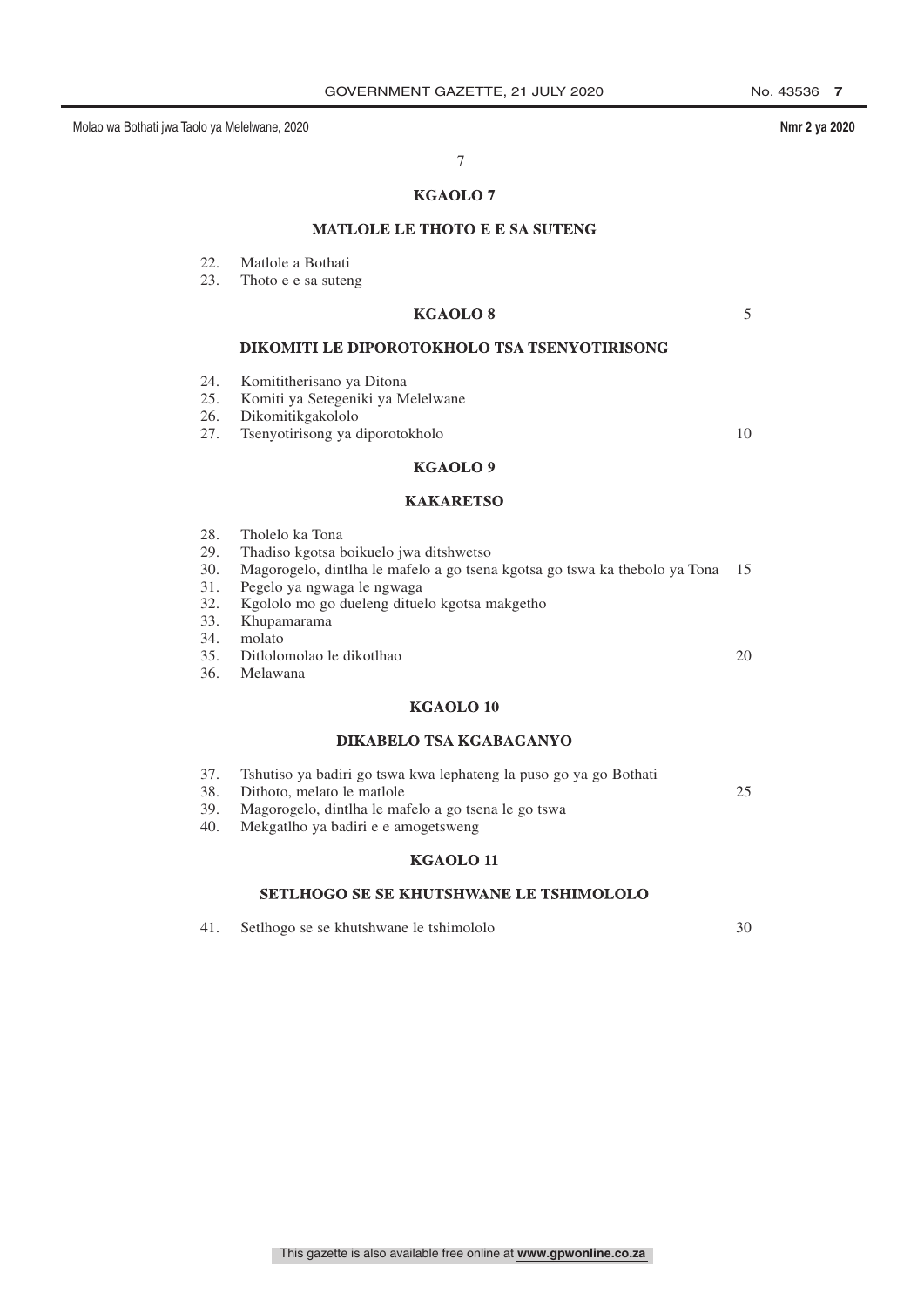## KGAOLO 7

### MATLOLE LE THOTO E E SA SUTENG

22. Matlole a Bothati
23. Thoto e e sa suteng

## KGAOLO 8

### DIKOMITI LE DIPOROTOKHOLO TSA TSENYOTIRISONG

24. Komititherisano ya Ditona
25. Komiti ya Setegeniki ya Melelwane
26. Dikomitikgakololo
27. Tsenyotirisong ya diporotokholo

## KGAOLO 9

### KAKARETSO

28. Tholelo ka Tona
29. Thadiso kgotsa boikuelo jwa ditshwetso
30. Magorogelo, dintlha le mafelo a go tsena kgotsa go tswa ka thebolo ya Tona
31. Pegelo ya ngwaga le ngwaga
32. Kgololo mo go dueleng dituelo kgotsa makgetho
33. Khupamarama
34. molato
35. Ditlolomolao le dikotlhao
36. Melawana

## KGAOLO 10

### DIKABELO TSA KGABAGANYO

37. Tshutiso ya badiri go tswa kwa lephateng la puso go ya go Bothati
38. Dithoto, melato le matlole
39. Magorogelo, dintlha le mafelo a go tsena le go tswa
40. Mekgatlho ya badiri e e amogetsweng

## KGAOLO 11

### SETLHOGO SE SE KHUTSHWANE LE TSHIMOLOLO

41. Setlhogo se se khutshwane le tshimololo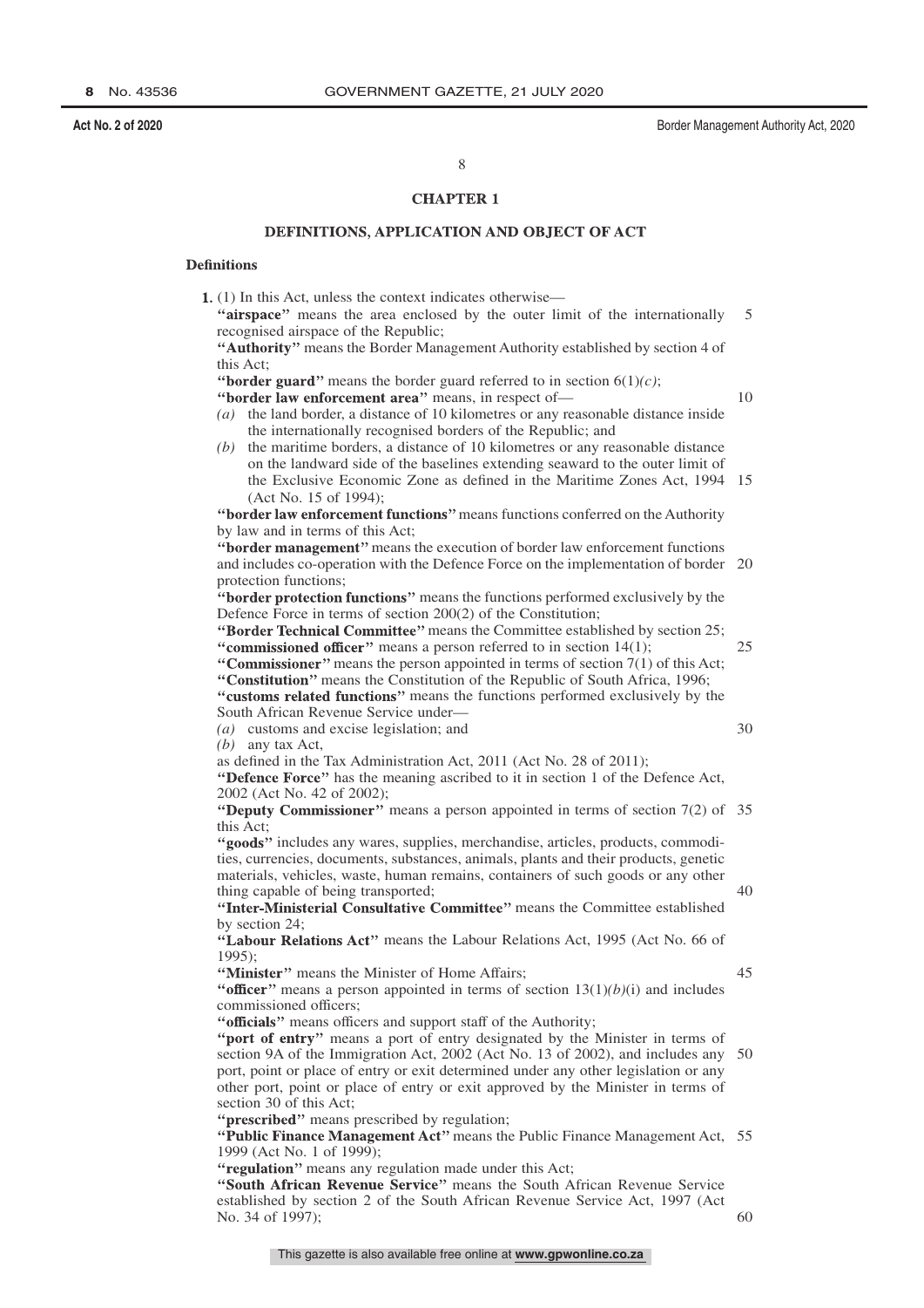## CHAPTER 1

## DEFINITIONS, APPLICATION AND OBJECT OF ACT

### Definitions

**1.** (1) In this Act, unless the context indicates otherwise—

**''airspace''** means the area enclosed by the outer limit of the internationally recognised airspace of the Republic;

**''Authority''** means the Border Management Authority established by section 4 of this Act;

**''border guard''** means the border guard referred to in section 6(1)*(c)*;

**''border law enforcement area''** means, in respect of—

*(a)* the land border, a distance of 10 kilometres or any reasonable distance inside the internationally recognised borders of the Republic; and

*(b)* the maritime borders, a distance of 10 kilometres or any reasonable distance on the landward side of the baselines extending seaward to the outer limit of the Exclusive Economic Zone as defined in the Maritime Zones Act, 1994 (Act No. 15 of 1994);

**''border law enforcement functions''** means functions conferred on the Authority by law and in terms of this Act;

**''border management''** means the execution of border law enforcement functions and includes co-operation with the Defence Force on the implementation of border protection functions;

**''border protection functions''** means the functions performed exclusively by the Defence Force in terms of section 200(2) of the Constitution;

**''Border Technical Committee''** means the Committee established by section 25;

**''commissioned officer''** means a person referred to in section 14(1);

**''Commissioner''** means the person appointed in terms of section 7(1) of this Act;

**''Constitution''** means the Constitution of the Republic of South Africa, 1996;

**''customs related functions''** means the functions performed exclusively by the South African Revenue Service under—

*(a)* customs and excise legislation; and

*(b)* any tax Act,

as defined in the Tax Administration Act, 2011 (Act No. 28 of 2011);

**''Defence Force''** has the meaning ascribed to it in section 1 of the Defence Act, 2002 (Act No. 42 of 2002);

**''Deputy Commissioner''** means a person appointed in terms of section 7(2) of this Act;

**''goods''** includes any wares, supplies, merchandise, articles, products, commodities, currencies, documents, substances, animals, plants and their products, genetic materials, vehicles, waste, human remains, containers of such goods or any other thing capable of being transported;

**''Inter-Ministerial Consultative Committee''** means the Committee established by section 24;

**''Labour Relations Act''** means the Labour Relations Act, 1995 (Act No. 66 of 1995);

**''Minister''** means the Minister of Home Affairs;

**''officer''** means a person appointed in terms of section 13(1)*(b)*(i) and includes commissioned officers;

**''officials''** means officers and support staff of the Authority;

**''port of entry''** means a port of entry designated by the Minister in terms of section 9A of the Immigration Act, 2002 (Act No. 13 of 2002), and includes any port, point or place of entry or exit determined under any other legislation or any other port, point or place of entry or exit approved by the Minister in terms of section 30 of this Act;

**''prescribed''** means prescribed by regulation;

**''Public Finance Management Act''** means the Public Finance Management Act, 1999 (Act No. 1 of 1999);

**''regulation''** means any regulation made under this Act;

**''South African Revenue Service''** means the South African Revenue Service established by section 2 of the South African Revenue Service Act, 1997 (Act No. 34 of 1997);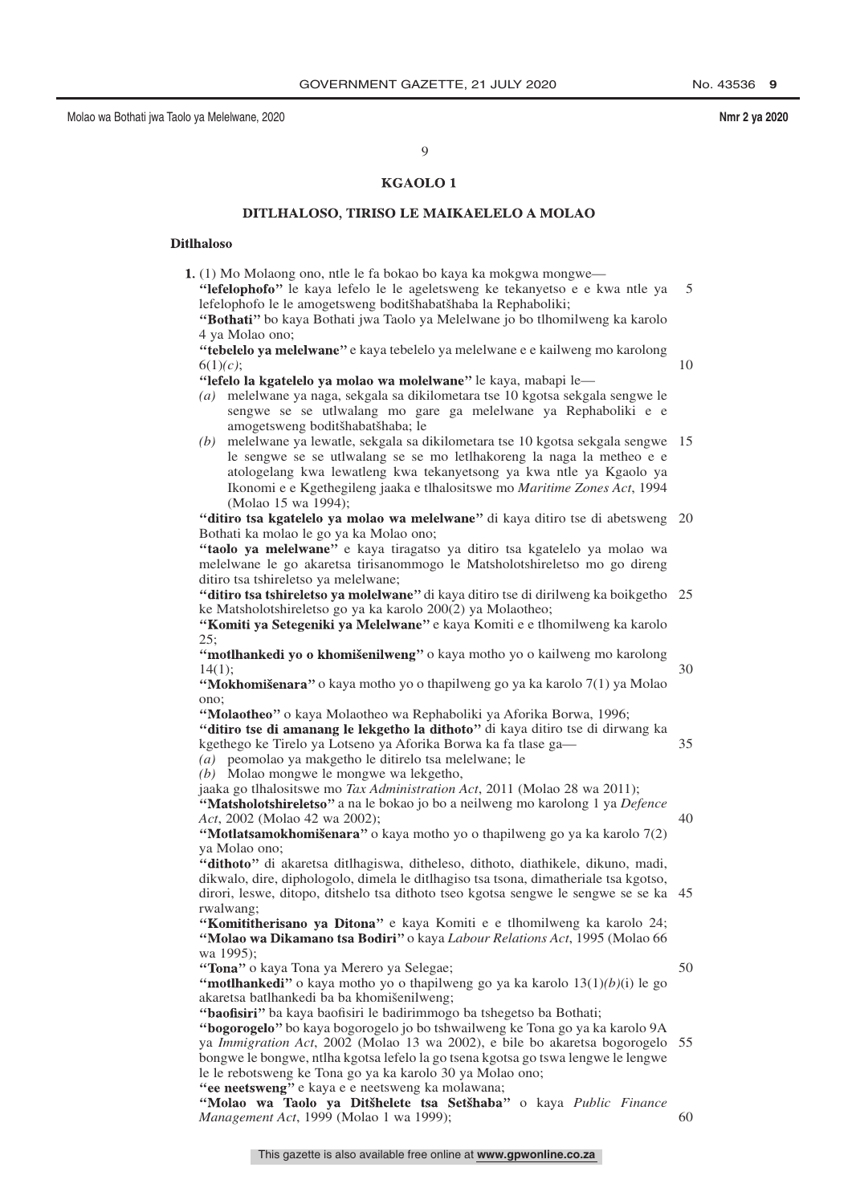## KGAOLO 1

### DITLHALOSO, TIRISO LE MAIKAELELO A MOLAO

**Ditlhaloso**

**1.** (1) Mo Molaong ono, ntle le fa bokao bo kaya ka mokgwa mongwe—

**"lefelophofo"** le kaya lefelo le le ageletsweng ke tekanyetso e e kwa ntle ya lefelophofo le le amogetsweng boditšhabatšhaba la Rephaboliki;

**"Bothati"** bo kaya Bothati jwa Taolo ya Melelwane jo bo tlhomilweng ka karolo 4 ya Molao ono;

**"tebelelo ya melelwane"** e kaya tebelelo ya melelwane e e kailweng mo karolong 6(1)*(c)*;

**"lefelo la kgatelelo ya molao wa molelwane"** le kaya, mabapi le—

*(a)* melelwane ya naga, sekgala sa dikilometara tse 10 kgotsa sekgala sengwe le sengwe se se utlwalang mo gare ga melelwane ya Rephaboliki e e amogetsweng boditšhabatšhaba; le

*(b)* melelwane ya lewatle, sekgala sa dikilometara tse 10 kgotsa sekgala sengwe le sengwe se se utlwalang se se mo letlhakoreng la naga la metheo e e atologelang kwa lewatleng kwa tekanyetsong ya kwa ntle ya Kgaolo ya Ikonomi e e Kgethegileng jaaka e tlhalositswe mo *Maritime Zones Act*, 1994 (Molao 15 wa 1994);

**"ditiro tsa kgatelelo ya molao wa melelwane"** di kaya ditiro tse di abetsweng Bothati ka molao le go ya ka Molao ono;

**"taolo ya melelwane"** e kaya tiragatso ya ditiro tsa kgatelelo ya molao wa melelwane le go akaretsa tirisanommogo le Matsholotshireletso mo go direng ditiro tsa tshireletso ya melelwane;

**"ditiro tsa tshireletso ya molelwane"** di kaya ditiro tse di dirilweng ka boikgetho ke Matsholotshireletso go ya ka karolo 200(2) ya Molaotheo;

**"Komiti ya Setegeniki ya Melelwane"** e kaya Komiti e e tlhomilweng ka karolo 25;

**"motlhankedi yo o khomišenilweng"** o kaya motho yo o kailweng mo karolong 14(1);

**"Mokhomišenara"** o kaya motho yo o thapilweng go ya ka karolo 7(1) ya Molao ono;

**"Molaotheo"** o kaya Molaotheo wa Rephaboliki ya Aforika Borwa, 1996;

**"ditiro tse di amanang le lekgetho la dithoto"** di kaya ditiro tse di dirwang ka kgethego ke Tirelo ya Lotseno ya Aforika Borwa ka fa tlase ga—

*(a)* peomolao ya makgetho le ditirelo tsa melelwane; le

*(b)* Molao mongwe le mongwe wa lekgetho,

jaaka go tlhalositswe mo *Tax Administration Act*, 2011 (Molao 28 wa 2011);

**"Matsholotshireletso"** a na le bokao jo bo a neilweng mo karolong 1 ya *Defence Act*, 2002 (Molao 42 wa 2002);

**"Motlatsamokhomišenara"** o kaya motho yo o thapilweng go ya ka karolo 7(2) ya Molao ono;

**"dithoto"** di akaretsa ditlhagiswa, ditheleso, dithoto, diathikele, dikuno, madi, dikwalo, dire, diphologolo, dimela le ditlhagiso tsa tsona, dimatheriale tsa kgotso, dirori, leswe, ditopo, ditshelo tsa dithoto tseo kgotsa sengwe le sengwe se se ka rwalwang;

**"Komititherisano ya Ditona"** e kaya Komiti e e tlhomilweng ka karolo 24;

**"Molao wa Dikamano tsa Bodiri"** o kaya *Labour Relations Act*, 1995 (Molao 66 wa 1995);

**"Tona"** o kaya Tona ya Merero ya Selegae;

**"motlhankedi"** o kaya motho yo o thapilweng go ya ka karolo 13(1)*(b)*(i) le go akaretsa batlhankedi ba ba khomišenilweng;

**"baofisiri"** ba kaya baofisiri le badirimmogo ba tshegetso ba Bothati;

**"bogorogelo"** bo kaya bogorogelo jo bo tshwailweng ke Tona go ya ka karolo 9A ya *Immigration Act*, 2002 (Molao 13 wa 2002), e bile bo akaretsa bogorogelo bongwe le bongwe, ntlha kgotsa lefelo la go tsena kgotsa go tswa lengwe le lengwe le le rebotsweng ke Tona go ya ka karolo 30 ya Molao ono;

**"ee neetsweng"** e kaya e e neetsweng ka molawana;

**"Molao wa Taolo ya Ditšhelete tsa Setšhaba"** o kaya *Public Finance Management Act*, 1999 (Molao 1 wa 1999);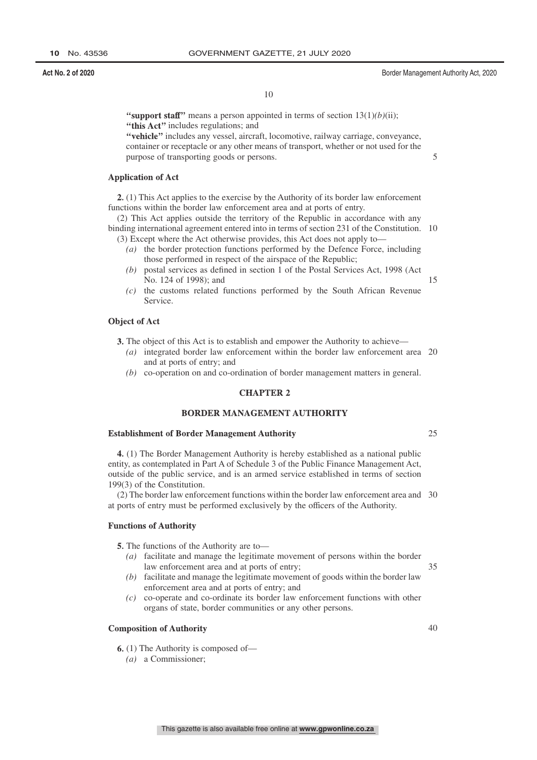**"support staff"** means a person appointed in terms of section 13(1)*(b)*(ii);

**"this Act"** includes regulations; and

**"vehicle"** includes any vessel, aircraft, locomotive, railway carriage, conveyance, container or receptacle or any other means of transport, whether or not used for the purpose of transporting goods or persons.

### Application of Act

**2.** (1) This Act applies to the exercise by the Authority of its border law enforcement functions within the border law enforcement area and at ports of entry.

(2) This Act applies outside the territory of the Republic in accordance with any binding international agreement entered into in terms of section 231 of the Constitution.

(3) Except where the Act otherwise provides, this Act does not apply to—

*(a)* the border protection functions performed by the Defence Force, including those performed in respect of the airspace of the Republic;

*(b)* postal services as defined in section 1 of the Postal Services Act, 1998 (Act No. 124 of 1998); and

*(c)* the customs related functions performed by the South African Revenue Service.

### Object of Act

**3.** The object of this Act is to establish and empower the Authority to achieve—

*(a)* integrated border law enforcement within the border law enforcement area and at ports of entry; and

*(b)* co-operation on and co-ordination of border management matters in general.

## CHAPTER 2

## BORDER MANAGEMENT AUTHORITY

### Establishment of Border Management Authority

**4.** (1) The Border Management Authority is hereby established as a national public entity, as contemplated in Part A of Schedule 3 of the Public Finance Management Act, outside of the public service, and is an armed service established in terms of section 199(3) of the Constitution.

(2) The border law enforcement functions within the border law enforcement area and at ports of entry must be performed exclusively by the officers of the Authority.

### Functions of Authority

**5.** The functions of the Authority are to—

*(a)* facilitate and manage the legitimate movement of persons within the border law enforcement area and at ports of entry;

*(b)* facilitate and manage the legitimate movement of goods within the border law enforcement area and at ports of entry; and

*(c)* co-operate and co-ordinate its border law enforcement functions with other organs of state, border communities or any other persons.

### Composition of Authority

**6.** (1) The Authority is composed of—

*(a)* a Commissioner;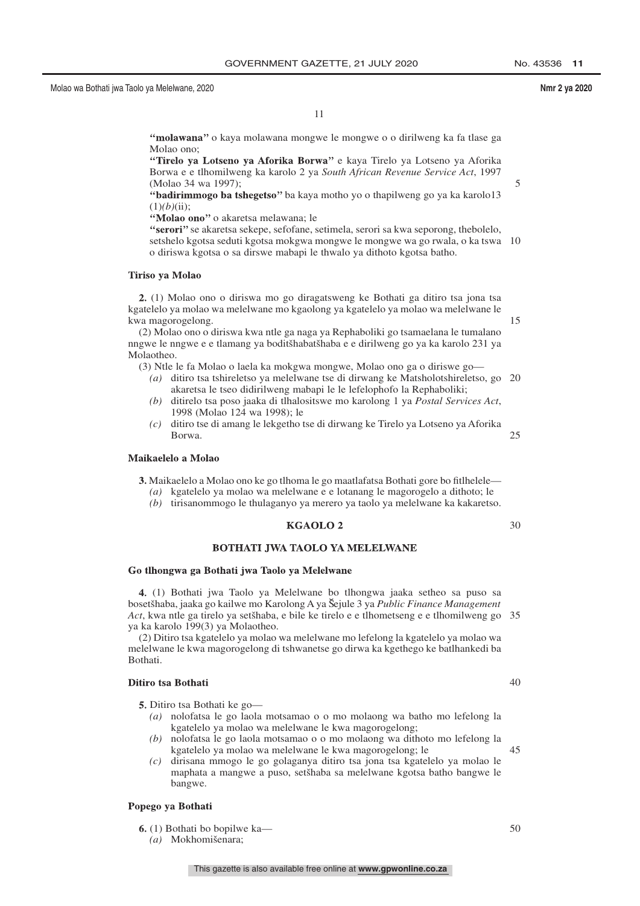**"molawana"** o kaya molawana mongwe le mongwe o o dirilweng ka fa tlase ga Molao ono;

**"Tirelo ya Lotseno ya Aforika Borwa"** e kaya Tirelo ya Lotseno ya Aforika Borwa e e tlhomilweng ka karolo 2 ya *South African Revenue Service Act*, 1997 (Molao 34 wa 1997);

**"badirimmogo ba tshegetso"** ba kaya motho yo o thapilweng go ya ka karolo13 (1)*(b)*(ii);

**"Molao ono"** o akaretsa melawana; le

**"serori"** se akaretsa sekepe, sefofane, setimela, serori sa kwa seporong, thebolelo, setshelo kgotsa seduti kgotsa mokgwa mongwe le mongwe wa go rwala, o ka tswa o diriswa kgotsa o sa dirswe mabapi le thwalo ya dithoto kgotsa batho.

### Tiriso ya Molao

**2.** (1) Molao ono o diriswa mo go diragatsweng ke Bothati ga ditiro tsa jona tsa kgatelelo ya molao wa melelwane mo kgaolong ya kgatelelo ya molao wa melelwane le kwa magorogelong.

(2) Molao ono o diriswa kwa ntle ga naga ya Rephaboliki go tsamaelana le tumalano nngwe le nngwe e e tlamang ya boditšhabatšhaba e e dirilweng go ya ka karolo 231 ya Molaotheo.

(3) Ntle le fa Molao o laela ka mokgwa mongwe, Molao ono ga o diriswe go—

*(a)* ditiro tsa tshireletso ya melelwane tse di dirwang ke Matsholotshireletso, go akaretsa le tseo didirilweng mabapi le le lefelophofo la Rephaboliki;

*(b)* ditirelo tsa poso jaaka di tlhalositswe mo karolong 1 ya *Postal Services Act*, 1998 (Molao 124 wa 1998); le

*(c)* ditiro tse di amang le lekgetho tse di dirwang ke Tirelo ya Lotseno ya Aforika Borwa.

### Maikaelelo a Molao

**3.** Maikaelelo a Molao ono ke go tlhoma le go maatlafatsa Bothati gore bo fitlhelele—

*(a)* kgatelelo ya molao wa melelwane e e lotanang le magorogelo a dithoto; le

*(b)* tirisanommogo le thulaganyo ya merero ya taolo ya melelwane ka kakaretso.

## KGAOLO 2

## BOTHATI JWA TAOLO YA MELELWANE

### Go tlhongwa ga Bothati jwa Taolo ya Melelwane

**4.** (1) Bothati jwa Taolo ya Melelwane bo tlhongwa jaaka setheo sa puso sa bosetšhaba, jaaka go kailwe mo Karolong A ya Šejule 3 ya *Public Finance Management Act*, kwa ntle ga tirelo ya setšhaba, e bile ke tirelo e e tlhometseng e e tlhomilweng go ya ka karolo 199(3) ya Molaotheo.

(2) Ditiro tsa kgatelelo ya molao wa melelwane mo lefelong la kgatelelo ya molao wa melelwane le kwa magorogelong di tshwanetse go dirwa ka kgethego ke batlhankedi ba Bothati.

### Ditiro tsa Bothati

**5.** Ditiro tsa Bothati ke go—

*(a)* nolofatsa le go laola motsamao o o mo molaong wa batho mo lefelong la kgatelelo ya molao wa melelwane le kwa magorogelong;

*(b)* nolofatsa le go laola motsamao o o mo molaong wa dithoto mo lefelong la kgatelelo ya molao wa melelwane le kwa magorogelong; le

*(c)* dirisana mmogo le go golaganya ditiro tsa jona tsa kgatelelo ya molao le maphata a mangwe a puso, setšhaba sa melelwane kgotsa batho bangwe le bangwe.

### Popego ya Bothati

**6.** (1) Bothati bo bopilwe ka—

*(a)* Mokhomišenara;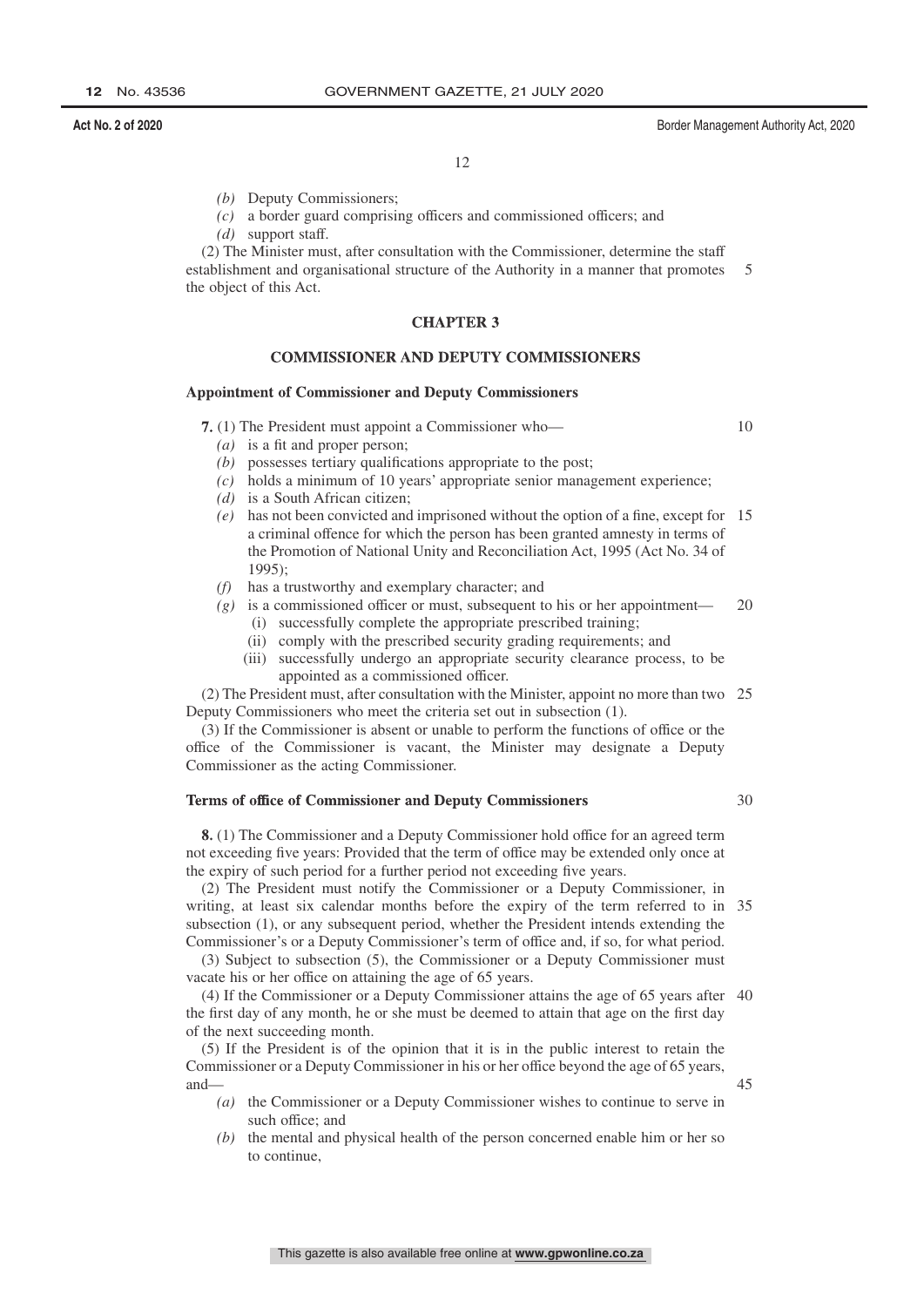*(b)* Deputy Commissioners;

*(c)* a border guard comprising officers and commissioned officers; and

*(d)* support staff.

(2) The Minister must, after consultation with the Commissioner, determine the staff establishment and organisational structure of the Authority in a manner that promotes the object of this Act.

## CHAPTER 3

## COMMISSIONER AND DEPUTY COMMISSIONERS

### Appointment of Commissioner and Deputy Commissioners

**7.** (1) The President must appoint a Commissioner who—

*(a)* is a fit and proper person;

*(b)* possesses tertiary qualifications appropriate to the post;

*(c)* holds a minimum of 10 years' appropriate senior management experience;

*(d)* is a South African citizen;

*(e)* has not been convicted and imprisoned without the option of a fine, except for a criminal offence for which the person has been granted amnesty in terms of the Promotion of National Unity and Reconciliation Act, 1995 (Act No. 34 of 1995);

*(f)* has a trustworthy and exemplary character; and

*(g)* is a commissioned officer or must, subsequent to his or her appointment—

(i) successfully complete the appropriate prescribed training;

(ii) comply with the prescribed security grading requirements; and

(iii) successfully undergo an appropriate security clearance process, to be appointed as a commissioned officer.

(2) The President must, after consultation with the Minister, appoint no more than two Deputy Commissioners who meet the criteria set out in subsection (1).

(3) If the Commissioner is absent or unable to perform the functions of office or the office of the Commissioner is vacant, the Minister may designate a Deputy Commissioner as the acting Commissioner.

### Terms of office of Commissioner and Deputy Commissioners

**8.** (1) The Commissioner and a Deputy Commissioner hold office for an agreed term not exceeding five years: Provided that the term of office may be extended only once at the expiry of such period for a further period not exceeding five years.

(2) The President must notify the Commissioner or a Deputy Commissioner, in writing, at least six calendar months before the expiry of the term referred to in subsection (1), or any subsequent period, whether the President intends extending the Commissioner's or a Deputy Commissioner's term of office and, if so, for what period.

(3) Subject to subsection (5), the Commissioner or a Deputy Commissioner must vacate his or her office on attaining the age of 65 years.

(4) If the Commissioner or a Deputy Commissioner attains the age of 65 years after the first day of any month, he or she must be deemed to attain that age on the first day of the next succeeding month.

(5) If the President is of the opinion that it is in the public interest to retain the Commissioner or a Deputy Commissioner in his or her office beyond the age of 65 years, and—

*(a)* the Commissioner or a Deputy Commissioner wishes to continue to serve in such office; and

*(b)* the mental and physical health of the person concerned enable him or her so to continue,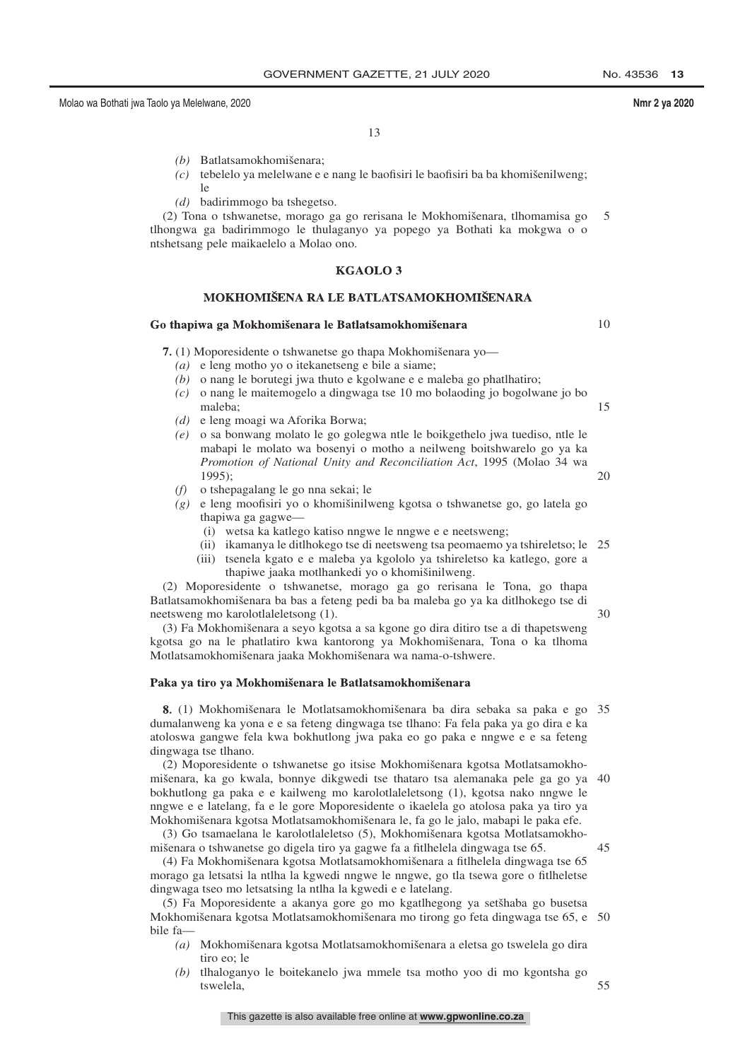*(b)* Batlatsamokhomišenara;

*(c)* tebelelo ya melelwane e e nang le baofisiri le baofisiri ba ba khomišenilweng; le

*(d)* badirimmogo ba tshegetso.

(2) Tona o tshwanetse, morago ga go rerisana le Mokhomišenara, tlhomamisa go tlhongwa ga badirimmogo le thulaganyo ya popego ya Bothati ka mokgwa o o ntshetsang pele maikaelelo a Molao ono.

## KGAOLO 3

## MOKHOMIŠENA RA LE BATLATSAMOKHOMIŠENARA

### Go thapiwa ga Mokhomišenara le Batlatsamokhomišenara

**7.** (1) Moporesidente o tshwanetse go thapa Mokhomišenara yo—

*(a)* e leng motho yo o itekanetseng e bile a siame;

*(b)* o nang le borutegi jwa thuto e kgolwane e e maleba go phatlhatiro;

*(c)* o nang le maitemogelo a dingwaga tse 10 mo bolaoding jo bogolwane jo bo maleba;

*(d)* e leng moagi wa Aforika Borwa;

*(e)* o sa bonwang molato le go golegwa ntle le boikgethelo jwa tuediso, ntle le mabapi le molato wa bosenyi o motho a neilweng boitshwarelo go ya ka *Promotion of National Unity and Reconciliation Act*, 1995 (Molao 34 wa 1995);

*(f)* o tshepagalang le go nna sekai; le

*(g)* e leng moofisiri yo o khomišinilweng kgotsa o tshwanetse go, go latela go thapiwa ga gagwe—

(i) wetsa ka katlego katiso nngwe le nngwe e e neetsweng;

(ii) ikamanya le ditlhokego tse di neetsweng tsa peomaemo ya tshireletso; le

(iii) tsenela kgato e e maleba ya kgololo ya tshireletso ka katlego, gore a thapiwe jaaka motlhankedi yo o khomišinilweng.

(2) Moporesidente o tshwanetse, morago ga go rerisana le Tona, go thapa Batlatsamokhomišenara ba bas a feteng pedi ba ba maleba go ya ka ditlhokego tse di neetsweng mo karolotlaleletsong (1).

(3) Fa Mokhomišenara a seyo kgotsa a sa kgone go dira ditiro tse a di thapetsweng kgotsa go na le phatlatiro kwa kantorong ya Mokhomišenara, Tona o ka tlhoma Motlatsamokhomišenara jaaka Mokhomišenara wa nama-o-tshwere.

### Paka ya tiro ya Mokhomišenara le Batlatsamokhomišenara

**8.** (1) Mokhomišenara le Motlatsamokhomišenara ba dira sebaka sa paka e go dumalanweng ka yona e e sa feteng dingwaga tse tlhano: Fa fela paka ya go dira e ka atoloswa gangwe fela kwa bokhutlong jwa paka eo go paka e nngwe e e sa feteng dingwaga tse tlhano.

(2) Moporesidente o tshwanetse go itsise Mokhomišenara kgotsa Motlatsamokhomišenara, ka go kwala, bonnye dikgwedi tse thataro tsa alemanaka pele ga go ya bokhutlong ga paka e e kailweng mo karolotlaleletsong (1), kgotsa nako nngwe le nngwe e e latelang, fa e le gore Moporesidente o ikaelela go atolosa paka ya tiro ya Mokhomišenara kgotsa Motlatsamokhomišenara le, fa go le jalo, mabapi le paka efe.

(3) Go tsamaelana le karolotlaleletso (5), Mokhomišenara kgotsa Motlatsamokhomišenara o tshwanetse go digela tiro ya gagwe fa a fitlhelela dingwaga tse 65.

(4) Fa Mokhomišenara kgotsa Motlatsamokhomišenara a fitlhelela dingwaga tse 65 morago ga letsatsi la ntlha la kgwedi nngwe le nngwe, go tla tsewa gore o fitlheletse dingwaga tseo mo letsatsing la ntlha la kgwedi e e latelang.

(5) Fa Moporesidente a akanya gore go mo kgatlhegong ya setšhaba go busetsa Mokhomišenara kgotsa Motlatsamokhomišenara mo tirong go feta dingwaga tse 65, e bile fa—

*(a)* Mokhomišenara kgotsa Motlatsamokhomišenara a eletsa go tswelela go dira tiro eo; le

*(b)* tlhaloganyo le boitekanelo jwa mmele tsa motho yoo di mo kgontsha go tswelela,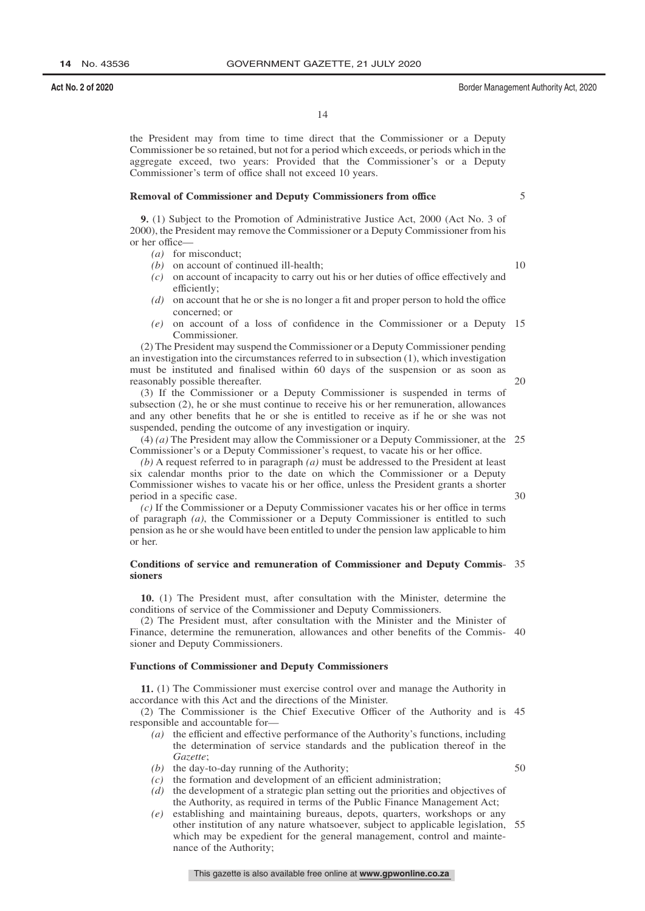the President may from time to time direct that the Commissioner or a Deputy Commissioner be so retained, but not for a period which exceeds, or periods which in the aggregate exceed, two years: Provided that the Commissioner's or a Deputy Commissioner's term of office shall not exceed 10 years.

**Removal of Commissioner and Deputy Commissioners from office**

**9.** (1) Subject to the Promotion of Administrative Justice Act, 2000 (Act No. 3 of 2000), the President may remove the Commissioner or a Deputy Commissioner from his or her office—

- *(a)* for misconduct;
- *(b)* on account of continued ill-health;
- *(c)* on account of incapacity to carry out his or her duties of office effectively and efficiently;
- *(d)* on account that he or she is no longer a fit and proper person to hold the office concerned; or
- *(e)* on account of a loss of confidence in the Commissioner or a Deputy Commissioner.

(2) The President may suspend the Commissioner or a Deputy Commissioner pending an investigation into the circumstances referred to in subsection (1), which investigation must be instituted and finalised within 60 days of the suspension or as soon as reasonably possible thereafter.

(3) If the Commissioner or a Deputy Commissioner is suspended in terms of subsection (2), he or she must continue to receive his or her remuneration, allowances and any other benefits that he or she is entitled to receive as if he or she was not suspended, pending the outcome of any investigation or inquiry.

(4) *(a)* The President may allow the Commissioner or a Deputy Commissioner, at the Commissioner's or a Deputy Commissioner's request, to vacate his or her office.

*(b)* A request referred to in paragraph *(a)* must be addressed to the President at least six calendar months prior to the date on which the Commissioner or a Deputy Commissioner wishes to vacate his or her office, unless the President grants a shorter period in a specific case.

*(c)* If the Commissioner or a Deputy Commissioner vacates his or her office in terms of paragraph *(a)*, the Commissioner or a Deputy Commissioner is entitled to such pension as he or she would have been entitled to under the pension law applicable to him or her.

**Conditions of service and remuneration of Commissioner and Deputy Commissioners**

**10.** (1) The President must, after consultation with the Minister, determine the conditions of service of the Commissioner and Deputy Commissioners.

(2) The President must, after consultation with the Minister and the Minister of Finance, determine the remuneration, allowances and other benefits of the Commissioner and Deputy Commissioners.

**Functions of Commissioner and Deputy Commissioners**

**11.** (1) The Commissioner must exercise control over and manage the Authority in accordance with this Act and the directions of the Minister.

(2) The Commissioner is the Chief Executive Officer of the Authority and is responsible and accountable for—

- *(a)* the efficient and effective performance of the Authority's functions, including the determination of service standards and the publication thereof in the *Gazette*;
- *(b)* the day-to-day running of the Authority;
- *(c)* the formation and development of an efficient administration;
- *(d)* the development of a strategic plan setting out the priorities and objectives of the Authority, as required in terms of the Public Finance Management Act;
- *(e)* establishing and maintaining bureaus, depots, quarters, workshops or any other institution of any nature whatsoever, subject to applicable legislation, which may be expedient for the general management, control and maintenance of the Authority;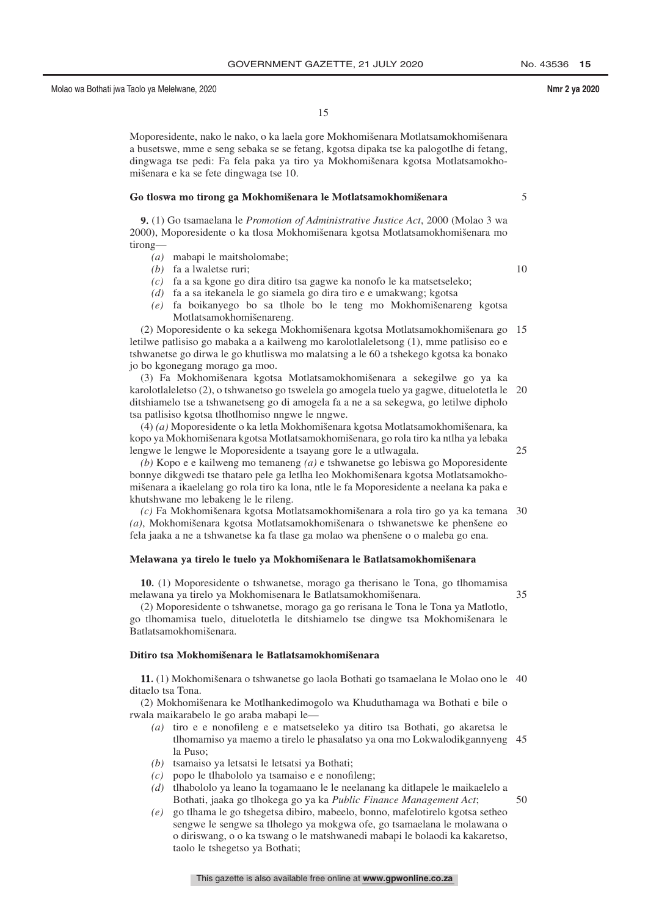Moporesidente, nako le nako, o ka laela gore Mokhomišenara Motlatsamokhomišenara a busetswe, mme e seng sebaka se se fetang, kgotsa dipaka tse ka palogotlhe di fetang, dingwaga tse pedi: Fa fela paka ya tiro ya Mokhomišenara kgotsa Motlatsamokhomišenara e ka se fete dingwaga tse 10.

### Go tloswa mo tirong ga Mokhomišenara le Motlatsamokhomišenara

**9.** (1) Go tsamaelana le *Promotion of Administrative Justice Act*, 2000 (Molao 3 wa 2000), Moporesidente o ka tlosa Mokhomišenara kgotsa Motlatsamokhomišenara mo tirong—

- *(a)* mabapi le maitsholomabe;
- *(b)* fa a lwaletse ruri;
- *(c)* fa a sa kgone go dira ditiro tsa gagwe ka nonofo le ka matsetseleko;
- *(d)* fa a sa itekanela le go siamela go dira tiro e e umakwang; kgotsa
- *(e)* fa boikanyego bo sa tlhole bo le teng mo Mokhomišenareng kgotsa Motlatsamokhomišenareng.

(2) Moporesidente o ka sekega Mokhomišenara kgotsa Motlatsamokhomišenara go letilwe patlisiso go mabaka a a kailweng mo karolotlaleletsong (1), mme patlisiso eo e tshwanetse go dirwa le go khutliswa mo malatsing a le 60 a tshekego kgotsa ka bonako jo bo kgonegang morago ga moo.

(3) Fa Mokhomišenara kgotsa Motlatsamokhomišenara a sekegilwe go ya ka karolotlaleletso (2), o tshwanetso go tswelela go amogela tuelo ya gagwe, dituelotetla le ditshiamelo tse a tshwanetseng go di amogela fa a ne a sa sekegwa, go letilwe dipholo tsa patlisiso kgotsa tlhotlhomiso nngwe le nngwe.

(4) *(a)* Moporesidente o ka letla Mokhomišenara kgotsa Motlatsamokhomišenara, ka kopo ya Mokhomišenara kgotsa Motlatsamokhomišenara, go rola tiro ka ntlha ya lebaka lengwe le lengwe le Moporesidente a tsayang gore le a utlwagala.

*(b)* Kopo e e kailweng mo temaneng *(a)* e tshwanetse go lebiswa go Moporesidente bonnye dikgwedi tse thataro pele ga letlha leo Mokhomišenara kgotsa Motlatsamokhomišenara a ikaelelang go rola tiro ka lona, ntle le fa Moporesidente a neelana ka paka e khutshwane mo lebakeng le le rileng.

*(c)* Fa Mokhomišenara kgotsa Motlatsamokhomišenara a rola tiro go ya ka temana *(a)*, Mokhomišenara kgotsa Motlatsamokhomišenara o tshwanetswe ke phenšene eo fela jaaka a ne a tshwanetse ka fa tlase ga molao wa phenšene o o maleba go ena.

### Melawana ya tirelo le tuelo ya Mokhomišenara le Batlatsamokhomišenara

**10.** (1) Moporesidente o tshwanetse, morago ga therisano le Tona, go tlhomamisa melawana ya tirelo ya Mokhomisenara le Batlatsamokhomišenara.

(2) Moporesidente o tshwanetse, morago ga go rerisana le Tona le Tona ya Matlotlo, go tlhomamisa tuelo, dituelotetla le ditshiamelo tse dingwe tsa Mokhomišenara le Batlatsamokhomišenara.

### Ditiro tsa Mokhomišenara le Batlatsamokhomišenara

**11.** (1) Mokhomišenara o tshwanetse go laola Bothati go tsamaelana le Molao ono le ditaelo tsa Tona.

(2) Mokhomišenara ke Motlhankedimogolo wa Khuduthamaga wa Bothati e bile o rwala maikarabelo le go araba mabapi le—

- *(a)* tiro e e nonofileng e e matsetseleko ya ditiro tsa Bothati, go akaretsa le tlhomamiso ya maemo a tirelo le phasalatso ya ona mo Lokwalodikgannyeng la Puso;
- *(b)* tsamaiso ya letsatsi le letsatsi ya Bothati;
- *(c)* popo le tlhabololo ya tsamaiso e e nonofileng;
- *(d)* tlhabololo ya leano la togamaano le le neelanang ka ditlapele le maikaelelo a Bothati, jaaka go tlhokega go ya ka *Public Finance Management Act*;
- *(e)* go tlhama le go tshegetsa dibiro, mabeelo, bonno, mafelotirelo kgotsa setheo sengwe le sengwe sa tlhokego ya mokgwa ofe, go tsamaelana le molawana o o diriswang, o o ka tswang o le matshwanedi mabapi le bolaodi ka kakaretso, taolo le tshegetso ya Bothati;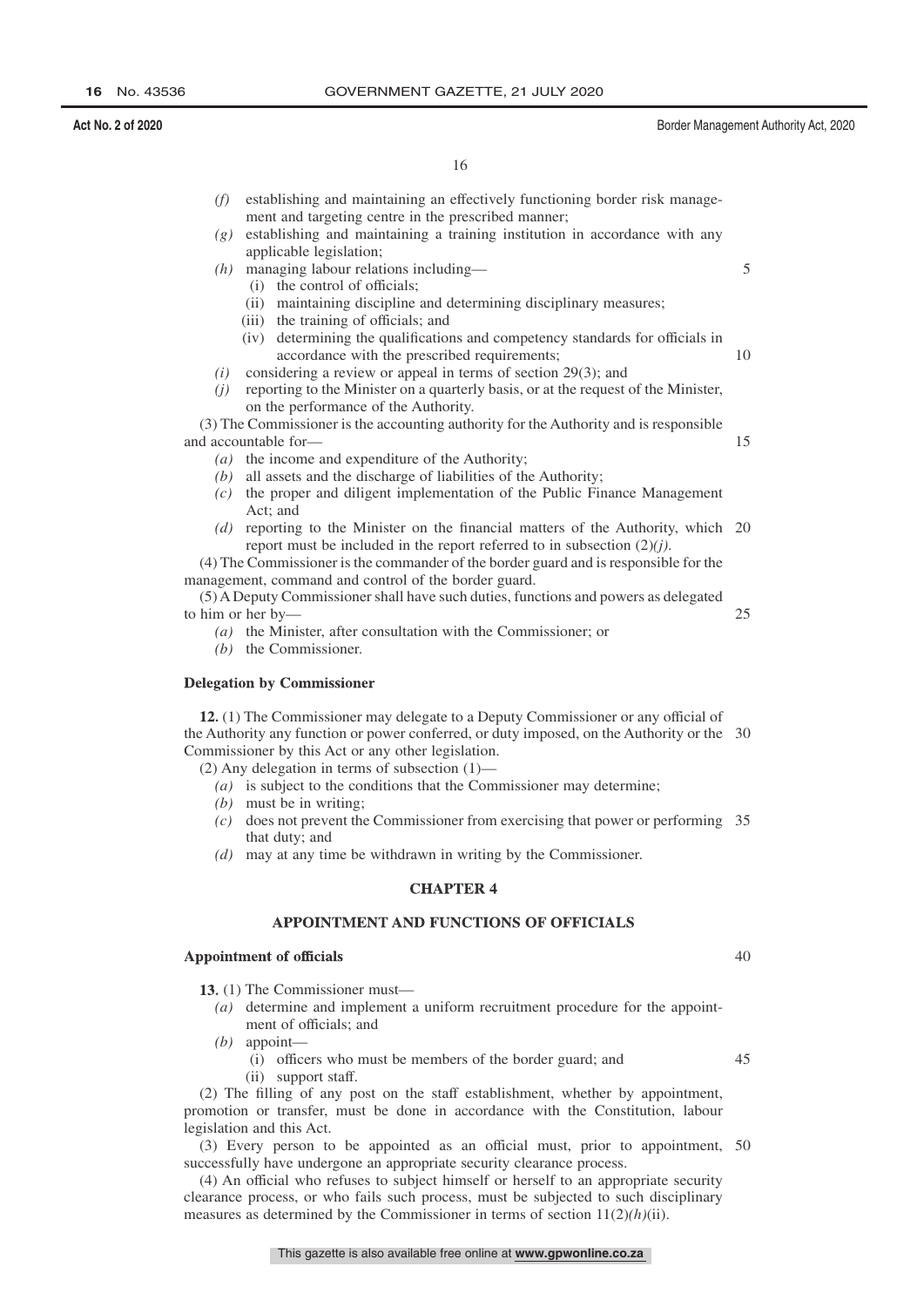*(f)* establishing and maintaining an effectively functioning border risk management and targeting centre in the prescribed manner;

*(g)* establishing and maintaining a training institution in accordance with any applicable legislation;

*(h)* managing labour relations including—

(i) the control of officials;

(ii) maintaining discipline and determining disciplinary measures;

(iii) the training of officials; and

(iv) determining the qualifications and competency standards for officials in accordance with the prescribed requirements;

*(i)* considering a review or appeal in terms of section 29(3); and

*(j)* reporting to the Minister on a quarterly basis, or at the request of the Minister, on the performance of the Authority.

(3) The Commissioner is the accounting authority for the Authority and is responsible and accountable for—

*(a)* the income and expenditure of the Authority;

*(b)* all assets and the discharge of liabilities of the Authority;

*(c)* the proper and diligent implementation of the Public Finance Management Act; and

*(d)* reporting to the Minister on the financial matters of the Authority, which report must be included in the report referred to in subsection (2)*(j)*.

(4) The Commissioner is the commander of the border guard and is responsible for the management, command and control of the border guard.

(5) A Deputy Commissioner shall have such duties, functions and powers as delegated to him or her by—

*(a)* the Minister, after consultation with the Commissioner; or

*(b)* the Commissioner.

**Delegation by Commissioner**

**12.** (1) The Commissioner may delegate to a Deputy Commissioner or any official of the Authority any function or power conferred, or duty imposed, on the Authority or the Commissioner by this Act or any other legislation.

(2) Any delegation in terms of subsection (1)—

*(a)* is subject to the conditions that the Commissioner may determine;

*(b)* must be in writing;

*(c)* does not prevent the Commissioner from exercising that power or performing that duty; and

*(d)* may at any time be withdrawn in writing by the Commissioner.

## CHAPTER 4

## APPOINTMENT AND FUNCTIONS OF OFFICIALS

**Appointment of officials**

**13.** (1) The Commissioner must—

*(a)* determine and implement a uniform recruitment procedure for the appointment of officials; and

*(b)* appoint—

(i) officers who must be members of the border guard; and

(ii) support staff.

(2) The filling of any post on the staff establishment, whether by appointment, promotion or transfer, must be done in accordance with the Constitution, labour legislation and this Act.

(3) Every person to be appointed as an official must, prior to appointment, successfully have undergone an appropriate security clearance process.

(4) An official who refuses to subject himself or herself to an appropriate security clearance process, or who fails such process, must be subjected to such disciplinary measures as determined by the Commissioner in terms of section 11(2)*(h)*(ii).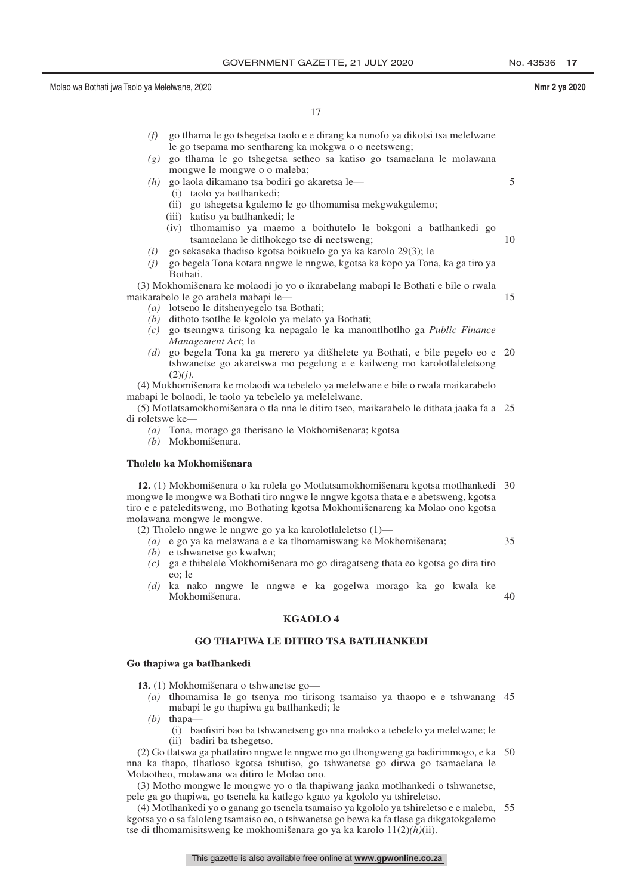*(f)* go tlhama le go tshegetsa taolo e e dirang ka nonofo ya dikotsi tsa melelwane le go tsepama mo senthareng ka mokgwa o o neetsweng;

*(g)* go tlhama le go tshegetsa setheo sa katiso go tsamaelana le molawana mongwe le mongwe o o maleba;

*(h)* go laola dikamano tsa bodiri go akaretsa le—

(i) taolo ya batlhankedi;

(ii) go tshegetsa kgalemo le go tlhomamisa mekgwakgalemo;

(iii) katiso ya batlhankedi; le

(iv) tlhomamiso ya maemo a boithutelo le bokgoni a batlhankedi go tsamaelana le ditlhokego tse di neetsweng;

*(i)* go sekaseka thadiso kgotsa boikuelo go ya ka karolo 29(3); le

*(j)* go begela Tona kotara nngwe le nngwe, kgotsa ka kopo ya Tona, ka ga tiro ya Bothati.

(3) Mokhomišenara ke molaodi jo yo o ikarabelang mabapi le Bothati e bile o rwala maikarabelo le go arabela mabapi le—

*(a)* lotseno le ditshenyegelo tsa Bothati;

*(b)* dithoto tsotlhe le kgololo ya melato ya Bothati;

*(c)* go tsenngwa tirisong ka nepagalo le ka manontlhotlho ga *Public Finance Management Act*; le

*(d)* go begela Tona ka ga merero ya ditšhelete ya Bothati, e bile pegelo eo e tshwanetse go akaretswa mo pegelong e e kailweng mo karolotlaleletsong (2)*(j)*.

(4) Mokhomišenara ke molaodi wa tebelelo ya melelwane e bile o rwala maikarabelo mabapi le bolaodi, le taolo ya tebelelo ya melelelwane.

(5) Motlatsamokhomišenara o tla nna le ditiro tseo, maikarabelo le dithata jaaka fa a di roletswe ke—

*(a)* Tona, morago ga therisano le Mokhomišenara; kgotsa

*(b)* Mokhomišenara.

**Tholelo ka Mokhomišenara**

**12.** (1) Mokhomišenara o ka rolela go Motlatsamokhomišenara kgotsa motlhankedi mongwe le mongwe wa Bothati tiro nngwe le nngwe kgotsa thata e e abetsweng, kgotsa tiro e e pateleditsweng, mo Bothating kgotsa Mokhomišenareng ka Molao ono kgotsa molawana mongwe le mongwe.

(2) Tholelo nngwe le nngwe go ya ka karolotlaleletso (1)—

*(a)* e go ya ka melawana e e ka tlhomamiswang ke Mokhomišenara;

*(b)* e tshwanetse go kwalwa;

*(c)* ga e thibelele Mokhomišenara mo go diragatseng thata eo kgotsa go dira tiro eo; le

*(d)* ka nako nngwe le nngwe e ka gogelwa morago ka go kwala ke Mokhomišenara.

## KGAOLO 4

## GO THAPIWA LE DITIRO TSA BATLHANKEDI

**Go thapiwa ga batlhankedi**

**13.** (1) Mokhomišenara o tshwanetse go—

*(a)* tlhomamisa le go tsenya mo tirisong tsamaiso ya thaopo e e tshwanang mabapi le go thapiwa ga batlhankedi; le

*(b)* thapa—

(i) baofisiri bao ba tshwanetseng go nna maloko a tebelelo ya melelwane; le

(ii) badiri ba tshegetso.

(2) Go tlatswa ga phatlatiro nngwe le nngwe mo go tlhongweng ga badirimmogo, e ka nna ka thapo, tlhatloso kgotsa tshutiso, go tshwanetse go dirwa go tsamaelana le Molaotheo, molawana wa ditiro le Molao ono.

(3) Motho mongwe le mongwe yo o tla thapiwang jaaka motlhankedi o tshwanetse, pele ga go thapiwa, go tsenela ka katlego kgato ya kgololo ya tshireletso.

(4) Motlhankedi yo o ganang go tsenela tsamaiso ya kgololo ya tshireletso e e maleba, kgotsa yo o sa faloleng tsamaiso eo, o tshwanetse go bewa ka fa tlase ga dikgatokgalemo tse di tlhomamisitsweng ke mokhomišenara go ya ka karolo 11(2)*(h)*(ii).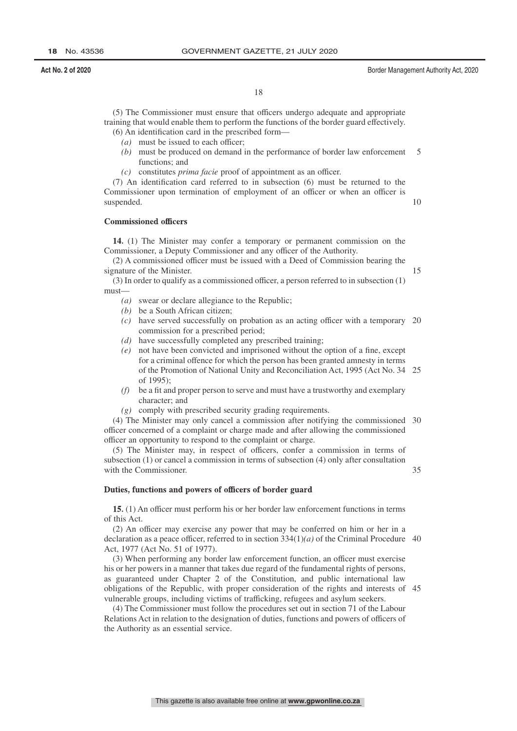(5) The Commissioner must ensure that officers undergo adequate and appropriate training that would enable them to perform the functions of the border guard effectively.

(6) An identification card in the prescribed form—

*(a)* must be issued to each officer;

*(b)* must be produced on demand in the performance of border law enforcement functions; and

*(c)* constitutes *prima facie* proof of appointment as an officer.

(7) An identification card referred to in subsection (6) must be returned to the Commissioner upon termination of employment of an officer or when an officer is suspended.

**Commissioned officers**

**14.** (1) The Minister may confer a temporary or permanent commission on the Commissioner, a Deputy Commissioner and any officer of the Authority.

(2) A commissioned officer must be issued with a Deed of Commission bearing the signature of the Minister.

(3) In order to qualify as a commissioned officer, a person referred to in subsection (1) must—

*(a)* swear or declare allegiance to the Republic;

*(b)* be a South African citizen;

*(c)* have served successfully on probation as an acting officer with a temporary commission for a prescribed period;

*(d)* have successfully completed any prescribed training;

*(e)* not have been convicted and imprisoned without the option of a fine, except for a criminal offence for which the person has been granted amnesty in terms of the Promotion of National Unity and Reconciliation Act, 1995 (Act No. 34 of 1995);

*(f)* be a fit and proper person to serve and must have a trustworthy and exemplary character; and

*(g)* comply with prescribed security grading requirements.

(4) The Minister may only cancel a commission after notifying the commissioned officer concerned of a complaint or charge made and after allowing the commissioned officer an opportunity to respond to the complaint or charge.

(5) The Minister may, in respect of officers, confer a commission in terms of subsection (1) or cancel a commission in terms of subsection (4) only after consultation with the Commissioner.

**Duties, functions and powers of officers of border guard**

**15.** (1) An officer must perform his or her border law enforcement functions in terms of this Act.

(2) An officer may exercise any power that may be conferred on him or her in a declaration as a peace officer, referred to in section 334(1)*(a)* of the Criminal Procedure Act, 1977 (Act No. 51 of 1977).

(3) When performing any border law enforcement function, an officer must exercise his or her powers in a manner that takes due regard of the fundamental rights of persons, as guaranteed under Chapter 2 of the Constitution, and public international law obligations of the Republic, with proper consideration of the rights and interests of vulnerable groups, including victims of trafficking, refugees and asylum seekers.

(4) The Commissioner must follow the procedures set out in section 71 of the Labour Relations Act in relation to the designation of duties, functions and powers of officers of the Authority as an essential service.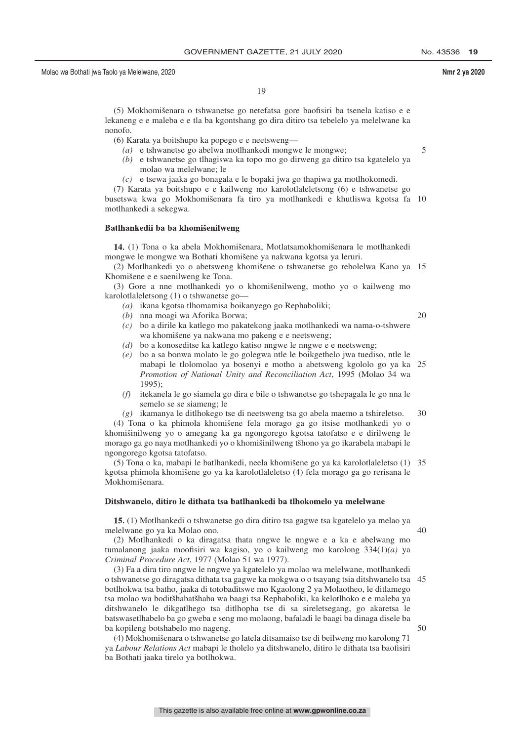(5) Mokhomišenara o tshwanetse go netefatsa gore baofisiri ba tsenela katiso e e lekaneng e e maleba e e tla ba kgontshang go dira ditiro tsa tebelelo ya melelwane ka nonofo.

(6) Karata ya boitshupo ka popego e e neetsweng—

*(a)* e tshwanetse go abelwa motlhankedi mongwe le mongwe;

*(b)* e tshwanetse go tlhagiswa ka topo mo go dirweng ga ditiro tsa kgatelelo ya molao wa melelwane; le

*(c)* e tsewa jaaka go bonagala e le bopaki jwa go thapiwa ga motlhokomedi.

(7) Karata ya boitshupo e e kailweng mo karolotlaleletsong (6) e tshwanetse go busetswa kwa go Mokhomišenara fa tiro ya motlhankedi e khutliswa kgotsa fa motlhankedi a sekegwa.

**Batlhankedii ba ba khomišenilweng**

**14.** (1) Tona o ka abela Mokhomišenara, Motlatsamokhomišenara le motlhankedi mongwe le mongwe wa Bothati khomišene ya nakwana kgotsa ya leruri.

(2) Motlhankedi yo o abetsweng khomišene o tshwanetse go rebolelwa Kano ya Khomišene e e saenilweng ke Tona.

(3) Gore a nne motlhankedi yo o khomišenilweng, motho yo o kailweng mo karolotlaleletsong (1) o tshwanetse go—

*(a)* ikana kgotsa tlhomamisa boikanyego go Rephaboliki;

*(b)* nna moagi wa Aforika Borwa;

*(c)* bo a dirile ka katlego mo pakatekong jaaka motlhankedi wa nama-o-tshwere wa khomišene ya nakwana mo pakeng e e neetsweng;

*(d)* bo a konoseditse ka katlego katiso nngwe le nngwe e e neetsweng;

*(e)* bo a sa bonwa molato le go golegwa ntle le boikgethelo jwa tuediso, ntle le mabapi le tlolomolao ya bosenyi e motho a abetsweng kgololo go ya ka *Promotion of National Unity and Reconciliation Act*, 1995 (Molao 34 wa 1995);

*(f)* itekanela le go siamela go dira e bile o tshwanetse go tshepagala le go nna le semelo se se siameng; le

*(g)* ikamanya le ditlhokego tse di neetsweng tsa go abela maemo a tshireletso.

(4) Tona o ka phimola khomišene fela morago ga go itsise motlhankedi yo o khomišinilweng yo o amegang ka ga ngongorego kgotsa tatofatso e e dirilweng le morago ga go naya motlhankedi yo o khomišinilweng tšhono ya go ikarabela mabapi le ngongorego kgotsa tatofatso.

(5) Tona o ka, mabapi le batlhankedi, neela khomišene go ya ka karolotlaleletso (1) kgotsa phimola khomišene go ya ka karolotlaleletso (4) fela morago ga go rerisana le Mokhomišenara.

**Ditshwanelo, ditiro le dithata tsa batlhankedi ba tlhokomelo ya melelwane**

**15.** (1) Motlhankedi o tshwanetse go dira ditiro tsa gagwe tsa kgatelelo ya melao ya melelwane go ya ka Molao ono.

(2) Motlhankedi o ka diragatsa thata nngwe le nngwe e a ka e abelwang mo tumalanong jaaka moofisiri wa kagiso, yo o kailweng mo karolong 334(1)*(a)* ya *Criminal Procedure Act*, 1977 (Molao 51 wa 1977).

(3) Fa a dira tiro nngwe le nngwe ya kgatelelo ya molao wa melelwane, motlhankedi o tshwanetse go diragatsa dithata tsa gagwe ka mokgwa o o tsayang tsia ditshwanelo tsa botlhokwa tsa batho, jaaka di totobaditswe mo Kgaolong 2 ya Molaotheo, le ditlamego tsa molao wa boditšhabatšhaba wa baagi tsa Rephaboliki, ka kelotlhoko e e maleba ya ditshwanelo le dikgatlhego tsa ditlhopha tse di sa sireletsegang, go akaretsa le batswasetlhabelo ba go gweba e seng mo molaong, bafaladi le baagi ba dinaga disele ba ba kopileng botshabelo mo nageng.

(4) Mokhomišenara o tshwanetse go latela ditsamaiso tse di beilweng mo karolong 71 ya *Labour Relations Act* mabapi le tholelo ya ditshwanelo, ditiro le dithata tsa baofisiri ba Bothati jaaka tirelo ya botlhokwa.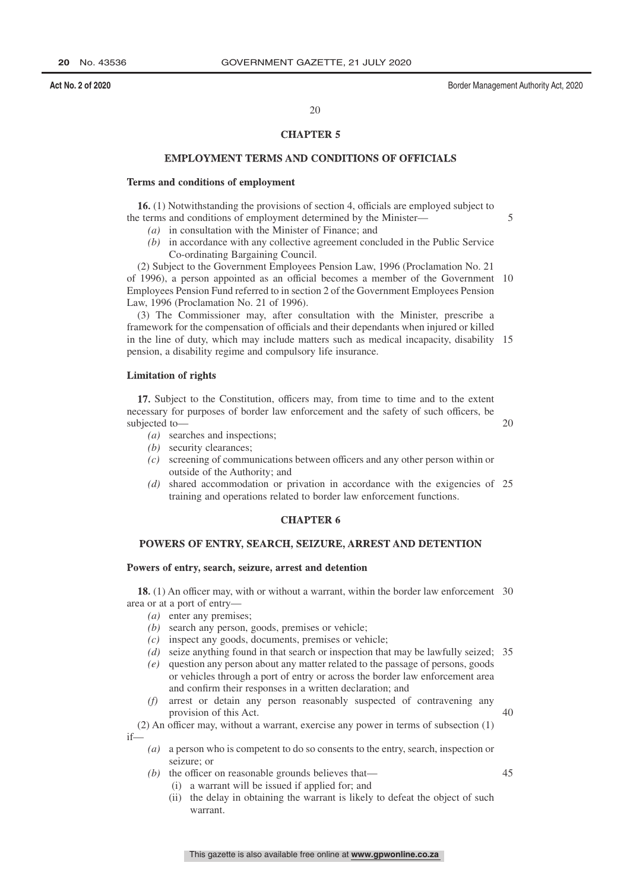## CHAPTER 5

## EMPLOYMENT TERMS AND CONDITIONS OF OFFICIALS

### Terms and conditions of employment

**16.** (1) Notwithstanding the provisions of section 4, officials are employed subject to the terms and conditions of employment determined by the Minister—

*(a)* in consultation with the Minister of Finance; and

*(b)* in accordance with any collective agreement concluded in the Public Service Co-ordinating Bargaining Council.

(2) Subject to the Government Employees Pension Law, 1996 (Proclamation No. 21 of 1996), a person appointed as an official becomes a member of the Government Employees Pension Fund referred to in section 2 of the Government Employees Pension Law, 1996 (Proclamation No. 21 of 1996).

(3) The Commissioner may, after consultation with the Minister, prescribe a framework for the compensation of officials and their dependants when injured or killed in the line of duty, which may include matters such as medical incapacity, disability pension, a disability regime and compulsory life insurance.

### Limitation of rights

**17.** Subject to the Constitution, officers may, from time to time and to the extent necessary for purposes of border law enforcement and the safety of such officers, be subjected to—

*(a)* searches and inspections;

*(b)* security clearances;

*(c)* screening of communications between officers and any other person within or outside of the Authority; and

*(d)* shared accommodation or privation in accordance with the exigencies of training and operations related to border law enforcement functions.

## CHAPTER 6

## POWERS OF ENTRY, SEARCH, SEIZURE, ARREST AND DETENTION

### Powers of entry, search, seizure, arrest and detention

**18.** (1) An officer may, with or without a warrant, within the border law enforcement area or at a port of entry—

*(a)* enter any premises;

*(b)* search any person, goods, premises or vehicle;

*(c)* inspect any goods, documents, premises or vehicle;

*(d)* seize anything found in that search or inspection that may be lawfully seized;

*(e)* question any person about any matter related to the passage of persons, goods or vehicles through a port of entry or across the border law enforcement area and confirm their responses in a written declaration; and

*(f)* arrest or detain any person reasonably suspected of contravening any provision of this Act.

(2) An officer may, without a warrant, exercise any power in terms of subsection (1) if—

*(a)* a person who is competent to do so consents to the entry, search, inspection or seizure; or

*(b)* the officer on reasonable grounds believes that—

(i) a warrant will be issued if applied for; and

(ii) the delay in obtaining the warrant is likely to defeat the object of such warrant.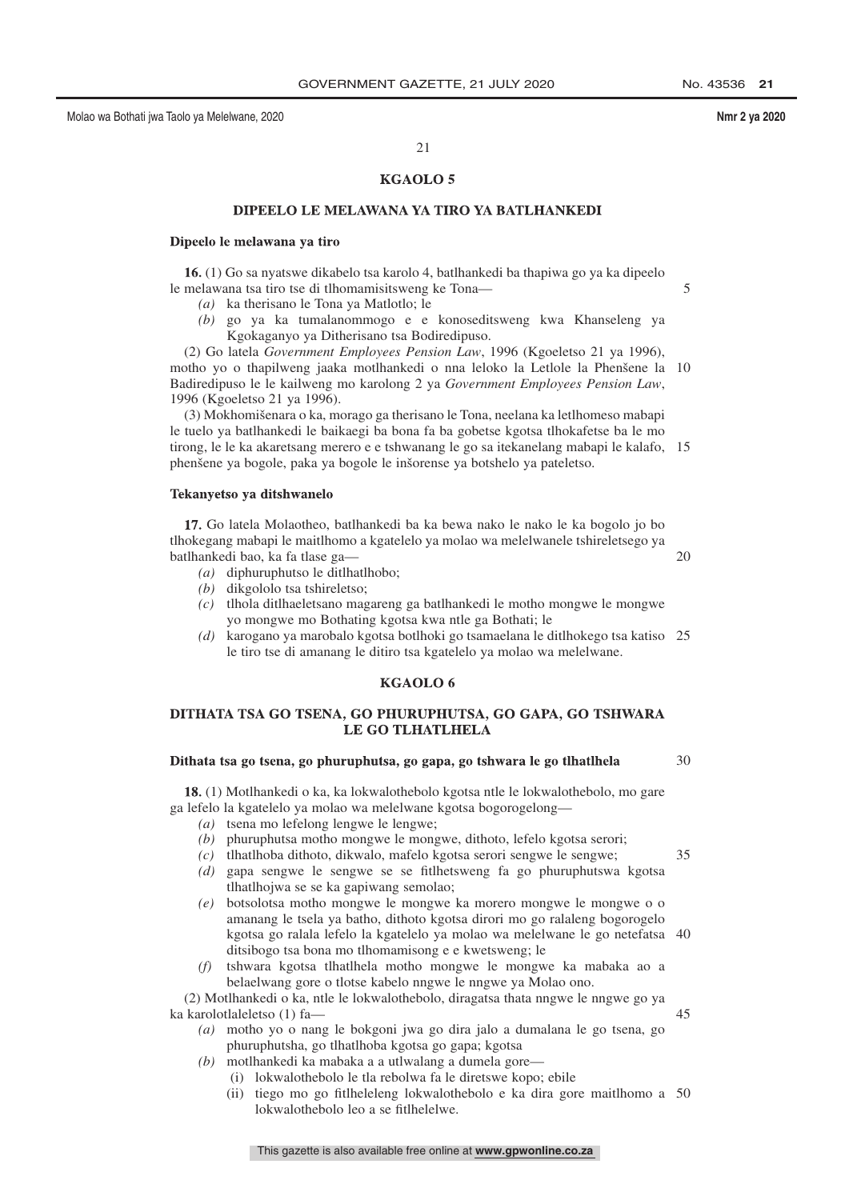## KGAOLO 5

### DIPEELO LE MELAWANA YA TIRO YA BATLHANKEDI

**Dipeelo le melawana ya tiro**

**16.** (1) Go sa nyatswe dikabelo tsa karolo 4, batlhankedi ba thapiwa go ya ka dipeelo le melawana tsa tiro tse di tlhomamisitsweng ke Tona—

*(a)* ka therisano le Tona ya Matlotlo; le

*(b)* go ya ka tumalanommogo e e konoseditsweng kwa Khanseleng ya Kgokaganyo ya Ditherisano tsa Bodiredipuso.

(2) Go latela *Government Employees Pension Law*, 1996 (Kgoeletso 21 ya 1996), motho yo o thapilweng jaaka motlhankedi o nna leloko la Letlole la Phenšene la Badiredipuso le le kailweng mo karolong 2 ya *Government Employees Pension Law*, 1996 (Kgoeletso 21 ya 1996).

(3) Mokhomišenara o ka, morago ga therisano le Tona, neelana ka letlhomeso mabapi le tuelo ya batlhankedi le baikaegi ba bona fa ba gobetse kgotsa tlhokafetse ba le mo tirong, le le ka akaretsang merero e e tshwanang le go sa itekanelang mabapi le kalafo, phenšene ya bogole, paka ya bogole le inšorense ya botshelo ya pateletso.

**Tekanyetso ya ditshwanelo**

**17.** Go latela Molaotheo, batlhankedi ba ka bewa nako le nako le ka bogolo jo bo tlhokegang mabapi le maitlhomo a kgatelelo ya molao wa melelwanele tshireletsego ya batlhankedi bao, ka fa tlase ga—

*(a)* diphuruphutso le ditlhatlhobo;

*(b)* dikgololo tsa tshireletso;

*(c)* tlhola ditlhaeletsano magareng ga batlhankedi le motho mongwe le mongwe yo mongwe mo Bothating kgotsa kwa ntle ga Bothati; le

*(d)* karogano ya marobalo kgotsa botlhoki go tsamaelana le ditlhokego tsa katiso le tiro tse di amanang le ditiro tsa kgatelelo ya molao wa melelwane.

## KGAOLO 6

### DITHATA TSA GO TSENA, GO PHURUPHUTSA, GO GAPA, GO TSHWARA LE GO TLHATLHELA

**Dithata tsa go tsena, go phuruphutsa, go gapa, go tshwara le go tlhatlhela**

**18.** (1) Motlhankedi o ka, ka lokwalothebolo kgotsa ntle le lokwalothebolo, mo gare ga lefelo la kgatelelo ya molao wa melelwane kgotsa bogorogelong—

*(a)* tsena mo lefelong lengwe le lengwe;

*(b)* phuruphutsa motho mongwe le mongwe, dithoto, lefelo kgotsa serori;

*(c)* tlhatlhoba dithoto, dikwalo, mafelo kgotsa serori sengwe le sengwe;

*(d)* gapa sengwe le sengwe se se fitlhetsweng fa go phuruphutswa kgotsa tlhatlhojwa se se ka gapiwang semolao;

*(e)* botsolotsa motho mongwe le mongwe ka morero mongwe le mongwe o o amanang le tsela ya batho, dithoto kgotsa dirori mo go ralaleng bogorogelo kgotsa go ralala lefelo la kgatelelo ya molao wa melelwane le go netefatsa ditsibogo tsa bona mo tlhomamisong e e kwetsweng; le

*(f)* tshwara kgotsa tlhatlhela motho mongwe le mongwe ka mabaka ao a belaelwang gore o tlotse kabelo nngwe le nngwe ya Molao ono.

(2) Motlhankedi o ka, ntle le lokwalothebolo, diragatsa thata nngwe le nngwe go ya ka karolotlaleletso (1) fa—

*(a)* motho yo o nang le bokgoni jwa go dira jalo a dumalana le go tsena, go phuruphutsha, go tlhatlhoba kgotsa go gapa; kgotsa

*(b)* motlhankedi ka mabaka a a utlwalang a dumela gore—

(i) lokwalothebolo le tla rebolwa fa le diretswe kopo; ebile

(ii) tiego mo go fitlheleleng lokwalothebolo e ka dira gore maitlhomo a lokwalothebolo leo a se fitlhelelwe.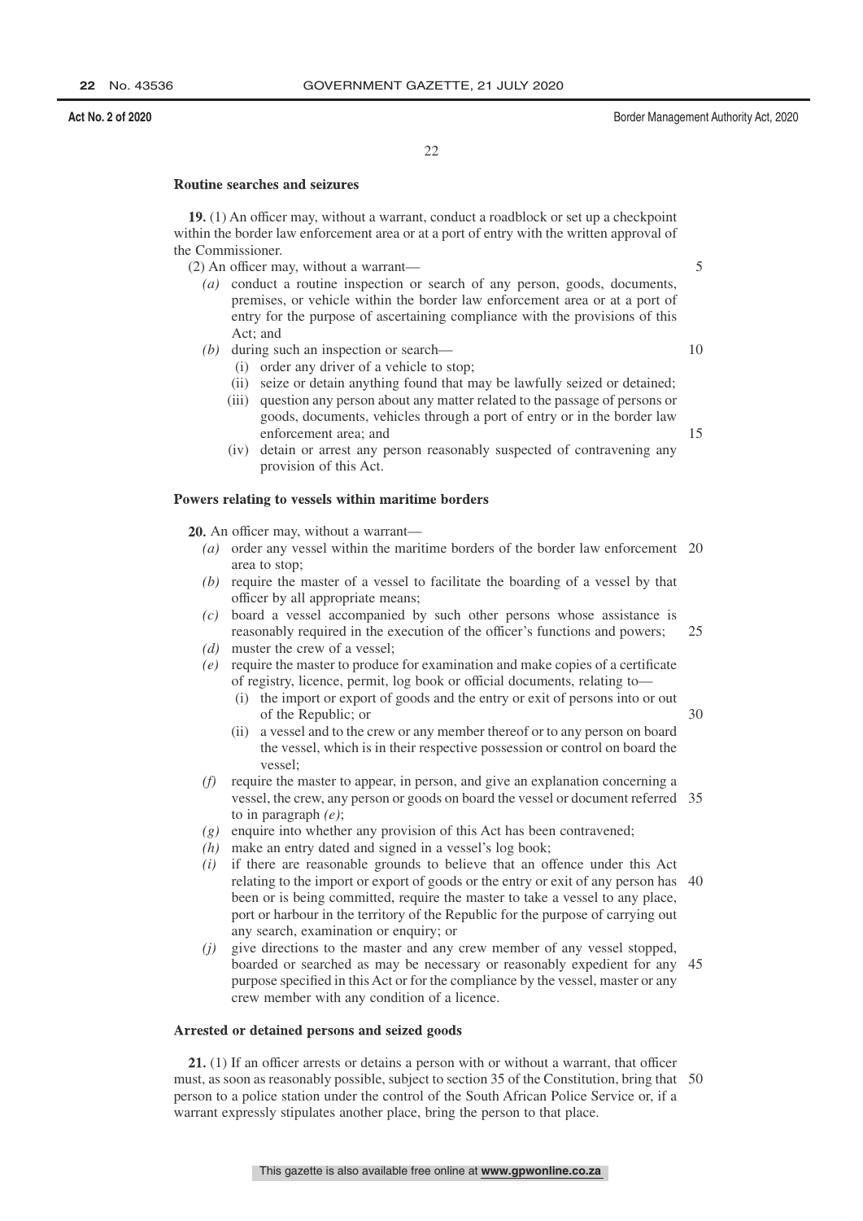### Routine searches and seizures

**19.** (1) An officer may, without a warrant, conduct a roadblock or set up a checkpoint within the border law enforcement area or at a port of entry with the written approval of the Commissioner.

(2) An officer may, without a warrant—

*(a)* conduct a routine inspection or search of any person, goods, documents, premises, or vehicle within the border law enforcement area or at a port of entry for the purpose of ascertaining compliance with the provisions of this Act; and

*(b)* during such an inspection or search—

(i) order any driver of a vehicle to stop;

(ii) seize or detain anything found that may be lawfully seized or detained;

(iii) question any person about any matter related to the passage of persons or goods, documents, vehicles through a port of entry or in the border law enforcement area; and

(iv) detain or arrest any person reasonably suspected of contravening any provision of this Act.

### Powers relating to vessels within maritime borders

**20.** An officer may, without a warrant—

*(a)* order any vessel within the maritime borders of the border law enforcement area to stop;

*(b)* require the master of a vessel to facilitate the boarding of a vessel by that officer by all appropriate means;

*(c)* board a vessel accompanied by such other persons whose assistance is reasonably required in the execution of the officer's functions and powers;

*(d)* muster the crew of a vessel;

*(e)* require the master to produce for examination and make copies of a certificate of registry, licence, permit, log book or official documents, relating to—

(i) the import or export of goods and the entry or exit of persons into or out of the Republic; or

(ii) a vessel and to the crew or any member thereof or to any person on board the vessel, which is in their respective possession or control on board the vessel;

*(f)* require the master to appear, in person, and give an explanation concerning a vessel, the crew, any person or goods on board the vessel or document referred to in paragraph *(e)*;

*(g)* enquire into whether any provision of this Act has been contravened;

*(h)* make an entry dated and signed in a vessel's log book;

*(i)* if there are reasonable grounds to believe that an offence under this Act relating to the import or export of goods or the entry or exit of any person has been or is being committed, require the master to take a vessel to any place, port or harbour in the territory of the Republic for the purpose of carrying out any search, examination or enquiry; or

*(j)* give directions to the master and any crew member of any vessel stopped, boarded or searched as may be necessary or reasonably expedient for any purpose specified in this Act or for the compliance by the vessel, master or any crew member with any condition of a licence.

### Arrested or detained persons and seized goods

**21.** (1) If an officer arrests or detains a person with or without a warrant, that officer must, as soon as reasonably possible, subject to section 35 of the Constitution, bring that person to a police station under the control of the South African Police Service or, if a warrant expressly stipulates another place, bring the person to that place.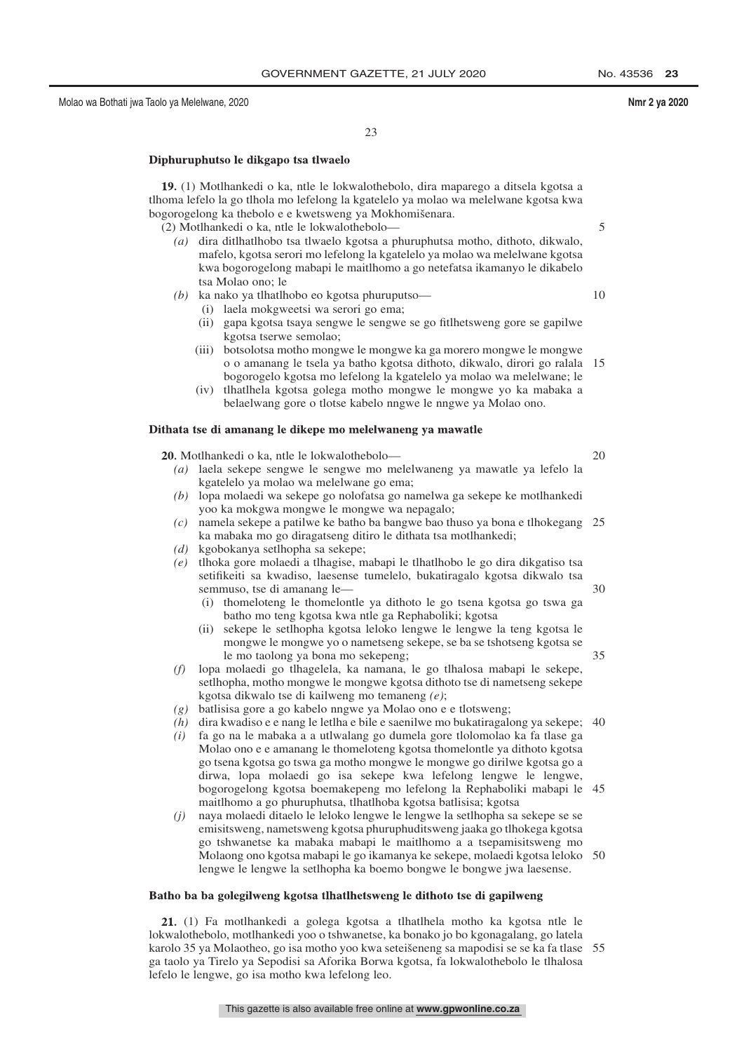### Diphuruphutso le dikgapo tsa tlwaelo

**19.** (1) Motlhankedi o ka, ntle le lokwalothebolo, dira maparego a ditsela kgotsa a tlhoma lefelo la go tlhola mo lefelong la kgatelelo ya molao wa melelwane kgotsa kwa bogorogelong ka thebolo e e kwetsweng ya Mokhomišenara.

(2) Motlhankedi o ka, ntle le lokwalothebolo—

*(a)* dira ditlhatlhobo tsa tlwaelo kgotsa a phuruphutsa motho, dithoto, dikwalo, mafelo, kgotsa serori mo lefelong la kgatelelo ya molao wa melelwane kgotsa kwa bogorogelong mabapi le maitlhomo a go netefatsa ikamanyo le dikabelo tsa Molao ono; le

*(b)* ka nako ya tlhatlhobo eo kgotsa phuruputso—

(i) laela mokgweetsi wa serori go ema;

(ii) gapa kgotsa tsaya sengwe le sengwe se go fitlhetsweng gore se gapilwe kgotsa tserwe semolao;

(iii) botsolotsa motho mongwe le mongwe ka ga morero mongwe le mongwe o o amanang le tsela ya batho kgotsa dithoto, dikwalo, dirori go ralala bogorogelo kgotsa mo lefelong la kgatelelo ya molao wa melelwane; le

(iv) tlhatlhela kgotsa golega motho mongwe le mongwe yo ka mabaka a belaelwang gore o tlotse kabelo nngwe le nngwe ya Molao ono.

### Dithata tse di amanang le dikepe mo melelwaneng ya mawatle

**20.** Motlhankedi o ka, ntle le lokwalothebolo—

*(a)* laela sekepe sengwe le sengwe mo melelwaneng ya mawatle ya lefelo la kgatelelo ya molao wa melelwane go ema;

*(b)* lopa molaedi wa sekepe go nolofatsa go namelwa ga sekepe ke motlhankedi yoo ka mokgwa mongwe le mongwe wa nepagalo;

*(c)* namela sekepe a patilwe ke batho ba bangwe bao thuso ya bona e tlhokegang ka mabaka mo go diragatseng ditiro le dithata tsa motlhankedi;

*(d)* kgobokanya setlhopha sa sekepe;

*(e)* tlhoka gore molaedi a tlhagise, mabapi le tlhatlhobo le go dira dikgatiso tsa setifikeiti sa kwadiso, laesense tumelelo, bukatiragalo kgotsa dikwalo tsa semmuso, tse di amanang le—

(i) thomeloteng le thomelontle ya dithoto le go tsena kgotsa go tswa ga batho mo teng kgotsa kwa ntle ga Rephaboliki; kgotsa

(ii) sekepe le setlhopha kgotsa leloko lengwe le lengwe la teng kgotsa le mongwe le mongwe yo o nametseng sekepe, se ba se tshotseng kgotsa se le mo taolong ya bona mo sekepeng;

*(f)* lopa molaedi go tlhagelela, ka namana, le go tlhalosa mabapi le sekepe, setlhopha, motho mongwe le mongwe kgotsa dithoto tse di nametseng sekepe kgotsa dikwalo tse di kailweng mo temaneng *(e)*;

*(g)* batlisisa gore a go kabelo nngwe ya Molao ono e e tlotsweng;

*(h)* dira kwadiso e e nang le letlha e bile e saenilwe mo bukatiragalong ya sekepe;

*(i)* fa go na le mabaka a a utlwalang go dumela gore tlolomolao ka fa tlase ga Molao ono e e amanang le thomeloteng kgotsa thomelontle ya dithoto kgotsa go tsena kgotsa go tswa ga motho mongwe le mongwe go dirilwe kgotsa go a dirwa, lopa molaedi go isa sekepe kwa lefelong lengwe le lengwe, bogorogelong kgotsa boemakepeng mo lefelong la Rephaboliki mabapi le maitlhomo a go phuruphutsa, tlhatlhoba kgotsa batlisisa; kgotsa

*(j)* naya molaedi ditaelo le leloko lengwe le lengwe la setlhopha sa sekepe se se emisitsweng, nametsweng kgotsa phuruphuditsweng jaaka go tlhokega kgotsa go tshwanetse ka mabaka mabapi le maitlhomo a a tsepamisitsweng mo Molaong ono kgotsa mabapi le go ikamanya ke sekepe, molaedi kgotsa leloko lengwe le lengwe la setlhopha ka boemo bongwe le bongwe jwa laesense.

### Batho ba ba golegilweng kgotsa tlhatlhetsweng le dithoto tse di gapilweng

**21.** (1) Fa motlhankedi a golega kgotsa a tlhatlhela motho ka kgotsa ntle le lokwalothebolo, motlhankedi yoo o tshwanetse, ka bonako jo bo kgonagalang, go latela karolo 35 ya Molaotheo, go isa motho yoo kwa seteišeneng sa mapodisi se se ka fa tlase ga taolo ya Tirelo ya Sepodisi sa Aforika Borwa kgotsa, fa lokwalothebolo le tlhalosa lefelo le lengwe, go isa motho kwa lefelong leo.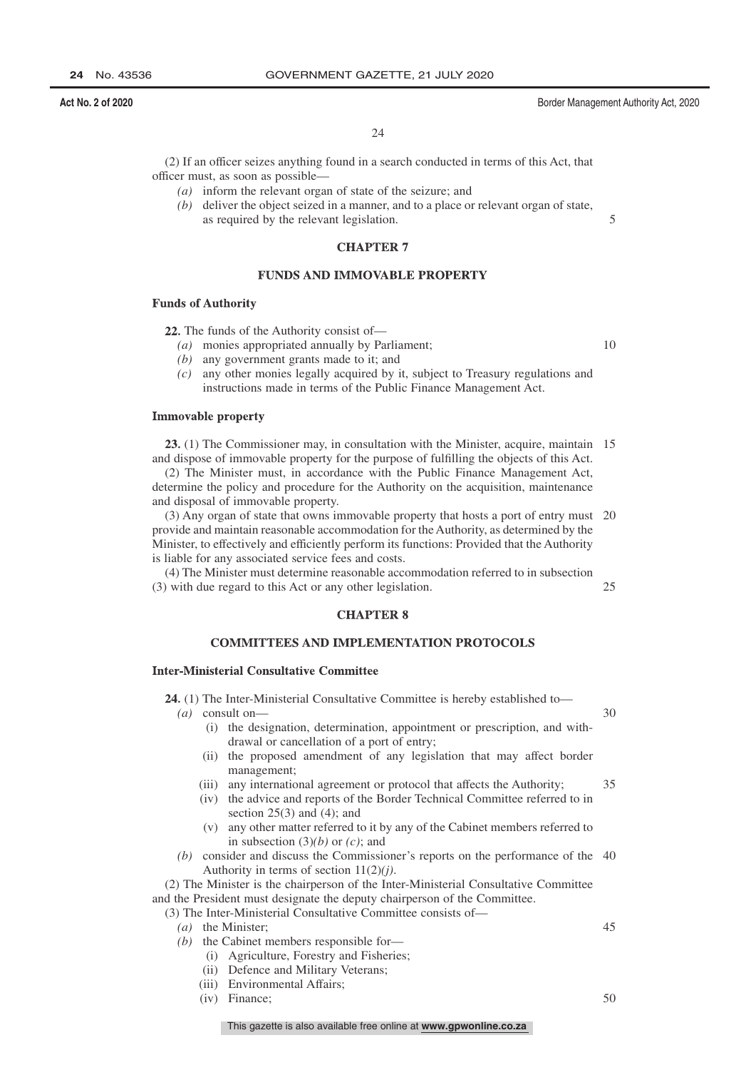(2) If an officer seizes anything found in a search conducted in terms of this Act, that officer must, as soon as possible—

- *(a)* inform the relevant organ of state of the seizure; and
- *(b)* deliver the object seized in a manner, and to a place or relevant organ of state, as required by the relevant legislation.

## CHAPTER 7

## FUNDS AND IMMOVABLE PROPERTY

### Funds of Authority

**22.** The funds of the Authority consist of—

- *(a)* monies appropriated annually by Parliament;
- *(b)* any government grants made to it; and
- *(c)* any other monies legally acquired by it, subject to Treasury regulations and instructions made in terms of the Public Finance Management Act.

### Immovable property

**23.** (1) The Commissioner may, in consultation with the Minister, acquire, maintain and dispose of immovable property for the purpose of fulfilling the objects of this Act.

(2) The Minister must, in accordance with the Public Finance Management Act, determine the policy and procedure for the Authority on the acquisition, maintenance and disposal of immovable property.

(3) Any organ of state that owns immovable property that hosts a port of entry must provide and maintain reasonable accommodation for the Authority, as determined by the Minister, to effectively and efficiently perform its functions: Provided that the Authority is liable for any associated service fees and costs.

(4) The Minister must determine reasonable accommodation referred to in subsection (3) with due regard to this Act or any other legislation.

## CHAPTER 8

## COMMITTEES AND IMPLEMENTATION PROTOCOLS

### Inter-Ministerial Consultative Committee

**24.** (1) The Inter-Ministerial Consultative Committee is hereby established to—

- *(a)* consult on—
  - (i) the designation, determination, appointment or prescription, and withdrawal or cancellation of a port of entry;
  - (ii) the proposed amendment of any legislation that may affect border management;
  - (iii) any international agreement or protocol that affects the Authority;
  - (iv) the advice and reports of the Border Technical Committee referred to in section 25(3) and (4); and
  - (v) any other matter referred to it by any of the Cabinet members referred to in subsection (3)*(b)* or *(c)*; and
- *(b)* consider and discuss the Commissioner's reports on the performance of the Authority in terms of section 11(2)*(j)*.

(2) The Minister is the chairperson of the Inter-Ministerial Consultative Committee and the President must designate the deputy chairperson of the Committee.

(3) The Inter-Ministerial Consultative Committee consists of—

- *(a)* the Minister;
- *(b)* the Cabinet members responsible for—
  - (i) Agriculture, Forestry and Fisheries;
  - (ii) Defence and Military Veterans;
  - (iii) Environmental Affairs;
  - (iv) Finance;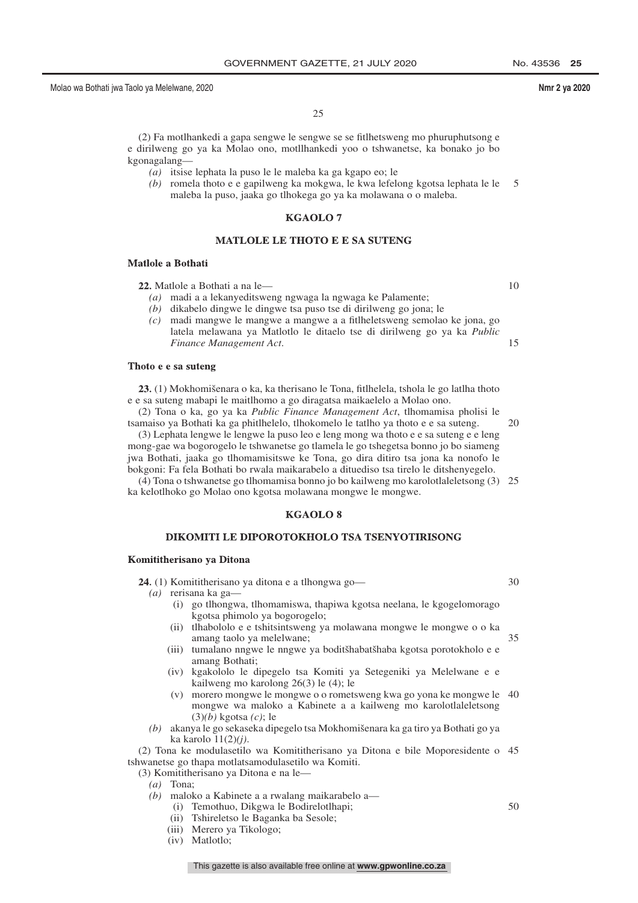(2) Fa motlhankedi a gapa sengwe le sengwe se se fitlhetsweng mo phuruphutsong e e dirilweng go ya ka Molao ono, motllhankedi yoo o tshwanetse, ka bonako jo bo kgonagalang—

*(a)* itsise lephata la puso le le maleba ka ga kgapo eo; le

*(b)* romela thoto e e gapilweng ka mokgwa, le kwa lefelong kgotsa lephata le le maleba la puso, jaaka go tlhokega go ya ka molawana o o maleba.

## KGAOLO 7

## MATLOLE LE THOTO E E SA SUTENG

### Matlole a Bothati

**22.** Matlole a Bothati a na le—

*(a)* madi a a lekanyeditsweng ngwaga la ngwaga ke Palamente;

*(b)* dikabelo dingwe le dingwe tsa puso tse di dirilweng go jona; le

*(c)* madi mangwe le mangwe a mangwe a a fitlheletsweng semolao ke jona, go latela melawana ya Matlotlo le ditaelo tse di dirilweng go ya ka *Public Finance Management Act*.

### Thoto e e sa suteng

**23.** (1) Mokhomišenara o ka, ka therisano le Tona, fitlhelela, tshola le go latlha thoto e e sa suteng mabapi le maitlhomo a go diragatsa maikaelelo a Molao ono.

(2) Tona o ka, go ya ka *Public Finance Management Act*, tlhomamisa pholisi le tsamaiso ya Bothati ka ga phitlhelelo, tlhokomelo le tatlho ya thoto e e sa suteng.

(3) Lephata lengwe le lengwe la puso leo e leng mong wa thoto e e sa suteng e e leng mong-gae wa bogorogelo le tshwanetse go tlamela le go tshegetsa bonno jo bo siameng jwa Bothati, jaaka go tlhomamisitswe ke Tona, go dira ditiro tsa jona ka nonofo le bokgoni: Fa fela Bothati bo rwala maikarabelo a dituediso tsa tirelo le ditshenyegelo.

(4) Tona o tshwanetse go tlhomamisa bonno jo bo kailweng mo karolotlaleletsong (3) ka kelotlhoko go Molao ono kgotsa molawana mongwe le mongwe.

## KGAOLO 8

## DIKOMITI LE DIPOROTOKHOLO TSA TSENYOTIRISONG

### Komititherisano ya Ditona

**24.** (1) Komititherisano ya ditona e a tlhongwa go—

*(a)* rerisana ka ga—

(i) go tlhongwa, tlhomamiswa, thapiwa kgotsa neelana, le kgogelomorago kgotsa phimolo ya bogorogelo;

(ii) tlhabololo e e tshitsintsweng ya molawana mongwe le mongwe o o ka amang taolo ya melelwane;

(iii) tumalano nngwe le nngwe ya boditšhabatšhaba kgotsa porotokholo e e amang Bothati;

(iv) kgakololo le dipegelo tsa Komiti ya Setegeniki ya Melelwane e e kailweng mo karolong 26(3) le (4); le

(v) morero mongwe le mongwe o o rometsweng kwa go yona ke mongwe le mongwe wa maloko a Kabinete a a kailweng mo karolotlaleletsong (3)*(b)* kgotsa *(c)*; le

*(b)* akanya le go sekaseka dipegelo tsa Mokhomišenara ka ga tiro ya Bothati go ya ka karolo 11(2)*(j)*.

(2) Tona ke modulasetilo wa Komititherisano ya Ditona e bile Moporesidente o tshwanetse go thapa motlatsamodulasetilo wa Komiti.

(3) Komititherisano ya Ditona e na le—

*(a)* Tona;

*(b)* maloko a Kabinete a a rwalang maikarabelo a—

(i) Temothuo, Dikgwa le Bodirelotlhapi;

(ii) Tshireletso le Baganka ba Sesole;

(iii) Merero ya Tikologo;

(iv) Matlotlo;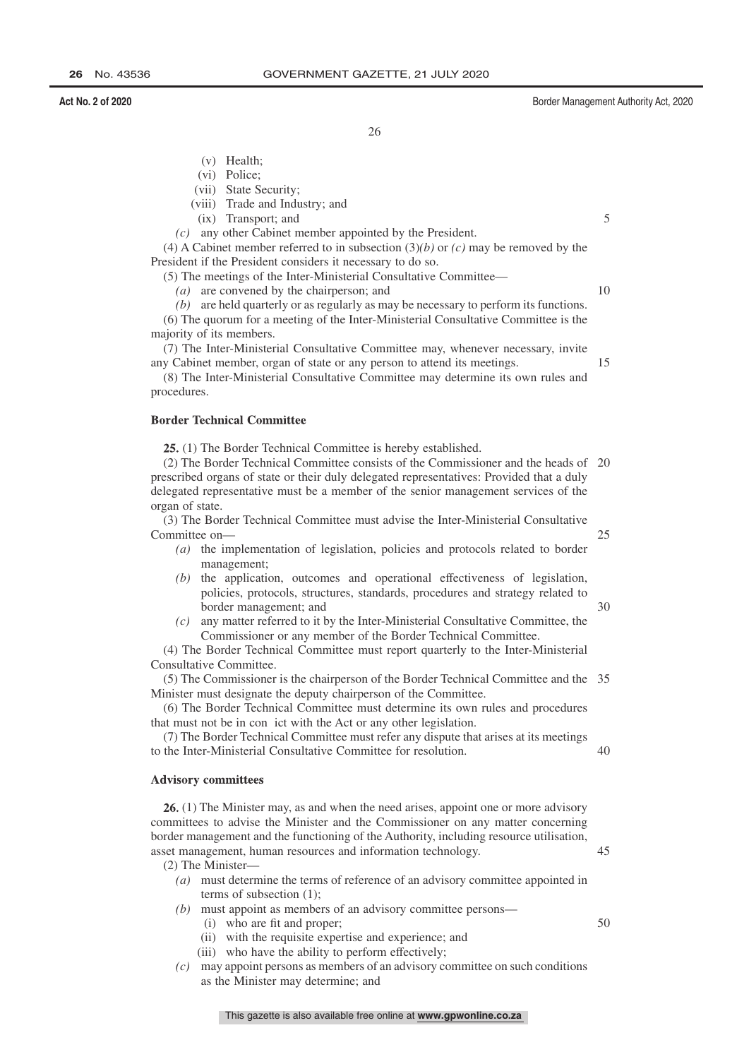- (v) Health;
- (vi) Police;
- (vii) State Security;
- (viii) Trade and Industry; and
- (ix) Transport; and

*(c)* any other Cabinet member appointed by the President.

(4) A Cabinet member referred to in subsection (3)*(b)* or *(c)* may be removed by the President if the President considers it necessary to do so.

(5) The meetings of the Inter-Ministerial Consultative Committee—

*(a)* are convened by the chairperson; and

*(b)* are held quarterly or as regularly as may be necessary to perform its functions.

(6) The quorum for a meeting of the Inter-Ministerial Consultative Committee is the majority of its members.

(7) The Inter-Ministerial Consultative Committee may, whenever necessary, invite any Cabinet member, organ of state or any person to attend its meetings.

(8) The Inter-Ministerial Consultative Committee may determine its own rules and procedures.

**Border Technical Committee**

**25.** (1) The Border Technical Committee is hereby established.

(2) The Border Technical Committee consists of the Commissioner and the heads of prescribed organs of state or their duly delegated representatives: Provided that a duly delegated representative must be a member of the senior management services of the organ of state.

(3) The Border Technical Committee must advise the Inter-Ministerial Consultative Committee on—

*(a)* the implementation of legislation, policies and protocols related to border management;

*(b)* the application, outcomes and operational effectiveness of legislation, policies, protocols, structures, standards, procedures and strategy related to border management; and

*(c)* any matter referred to it by the Inter-Ministerial Consultative Committee, the Commissioner or any member of the Border Technical Committee.

(4) The Border Technical Committee must report quarterly to the Inter-Ministerial Consultative Committee.

(5) The Commissioner is the chairperson of the Border Technical Committee and the Minister must designate the deputy chairperson of the Committee.

(6) The Border Technical Committee must determine its own rules and procedures that must not be in con ict with the Act or any other legislation.

(7) The Border Technical Committee must refer any dispute that arises at its meetings to the Inter-Ministerial Consultative Committee for resolution.

**Advisory committees**

**26.** (1) The Minister may, as and when the need arises, appoint one or more advisory committees to advise the Minister and the Commissioner on any matter concerning border management and the functioning of the Authority, including resource utilisation, asset management, human resources and information technology.

(2) The Minister—

*(a)* must determine the terms of reference of an advisory committee appointed in terms of subsection (1);

*(b)* must appoint as members of an advisory committee persons—

- (i) who are fit and proper;
- (ii) with the requisite expertise and experience; and
- (iii) who have the ability to perform effectively;

*(c)* may appoint persons as members of an advisory committee on such conditions as the Minister may determine; and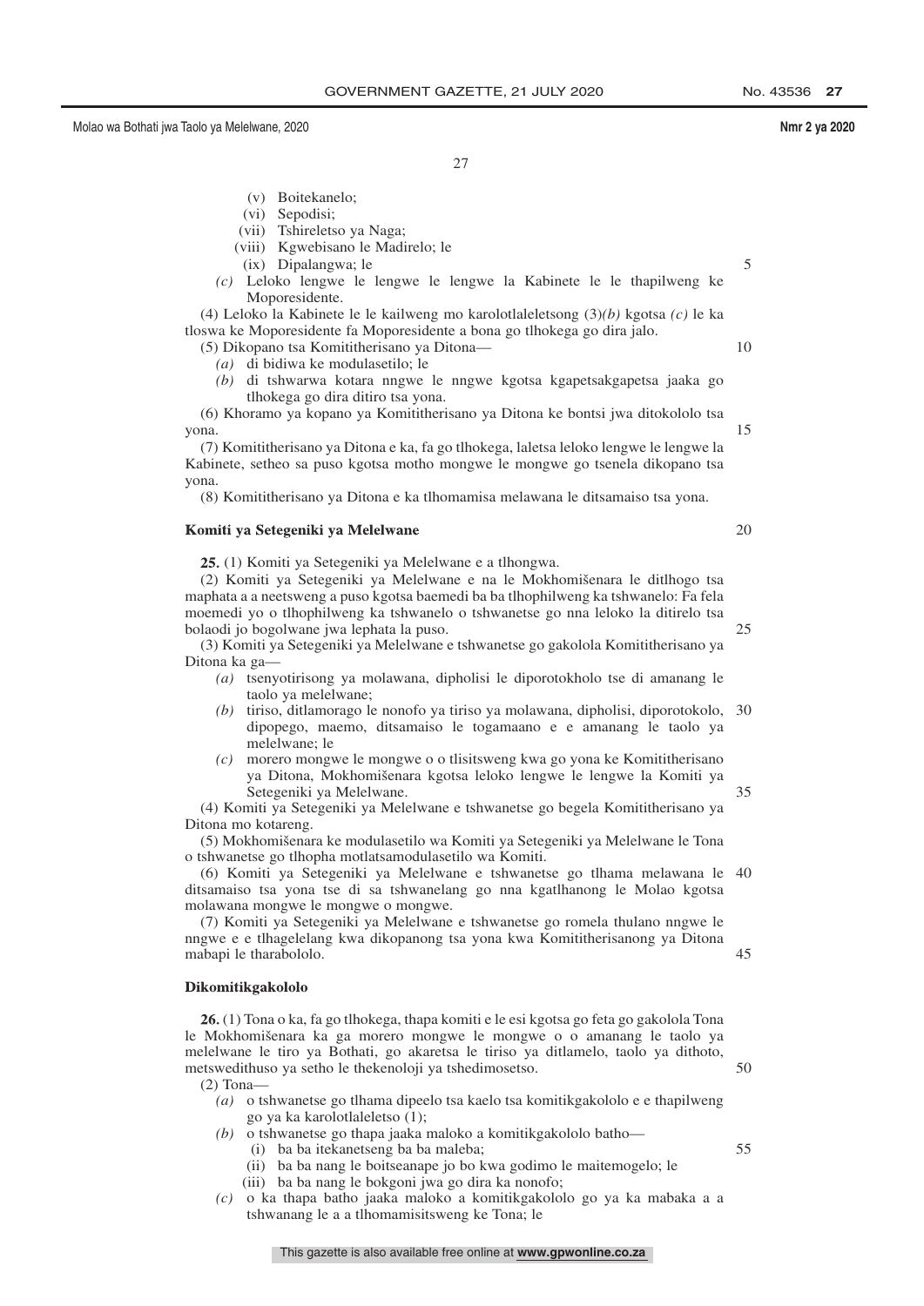(v) Boitekanelo;

(vi) Sepodisi;

(vii) Tshireletso ya Naga;

(viii) Kgwebisano le Madirelo; le

(ix) Dipalangwa; le

*(c)* Leloko lengwe le lengwe le lengwe la Kabinete le le thapilweng ke Moporesidente.

(4) Leloko la Kabinete le le kailweng mo karolotlaleletsong (3)*(b)* kgotsa *(c)* le ka tloswa ke Moporesidente fa Moporesidente a bona go tlhokega go dira jalo.

(5) Dikopano tsa Komititherisano ya Ditona—

*(a)* di bidiwa ke modulasetilo; le

*(b)* di tshwarwa kotara nngwe le nngwe kgotsa kgapetsakgapetsa jaaka go tlhokega go dira ditiro tsa yona.

(6) Khoramo ya kopano ya Komititherisano ya Ditona ke bontsi jwa ditokololo tsa yona.

(7) Komititherisano ya Ditona e ka, fa go tlhokega, laletsa leloko lengwe le lengwe la Kabinete, setheo sa puso kgotsa motho mongwe le mongwe go tsenela dikopano tsa yona.

(8) Komititherisano ya Ditona e ka tlhomamisa melawana le ditsamaiso tsa yona.

**Komiti ya Setegeniki ya Melelwane**

**25.** (1) Komiti ya Setegeniki ya Melelwane e a tlhongwa.

(2) Komiti ya Setegeniki ya Melelwane e na le Mokhomišenara le ditlhogo tsa maphata a a neetsweng a puso kgotsa baemedi ba ba tlhophilweng ka tshwanelo: Fa fela moemedi yo o tlhophilweng ka tshwanelo o tshwanetse go nna leloko la ditirelo tsa bolaodi jo bogolwane jwa lephata la puso.

(3) Komiti ya Setegeniki ya Melelwane e tshwanetse go gakolola Komititherisano ya Ditona ka ga—

*(a)* tsenyotirisong ya molawana, dipholisi le diporotokholo tse di amanang le taolo ya melelwane;

*(b)* tiriso, ditlamorago le nonofo ya tiriso ya molawana, dipholisi, diporotokolo, dipopego, maemo, ditsamaiso le togamaano e e amanang le taolo ya melelwane; le

*(c)* morero mongwe le mongwe o o tlisitsweng kwa go yona ke Komititherisano ya Ditona, Mokhomišenara kgotsa leloko lengwe le lengwe la Komiti ya Setegeniki ya Melelwane.

(4) Komiti ya Setegeniki ya Melelwane e tshwanetse go begela Komititherisano ya Ditona mo kotareng.

(5) Mokhomišenara ke modulasetilo wa Komiti ya Setegeniki ya Melelwane le Tona o tshwanetse go tlhopha motlatsamodulasetilo wa Komiti.

(6) Komiti ya Setegeniki ya Melelwane e tshwanetse go tlhama melawana le ditsamaiso tsa yona tse di sa tshwanelang go nna kgatlhanong le Molao kgotsa molawana mongwe le mongwe o mongwe.

(7) Komiti ya Setegeniki ya Melelwane e tshwanetse go romela thulano nngwe le nngwe e e tlhagelelang kwa dikopanong tsa yona kwa Komititherisanong ya Ditona mabapi le tharabololo.

**Dikomitikgakololo**

**26.** (1) Tona o ka, fa go tlhokega, thapa komiti e le esi kgotsa go feta go gakolola Tona le Mokhomišenara ka ga morero mongwe le mongwe o o amanang le taolo ya melelwane le tiro ya Bothati, go akaretsa le tiriso ya ditlamelo, taolo ya dithoto, metswedithuso ya setho le thekenoloji ya tshedimosetso.

(2) Tona—

*(a)* o tshwanetse go tlhama dipeelo tsa kaelo tsa komitikgakololo e e thapilweng go ya ka karolotlaleletso (1);

*(b)* o tshwanetse go thapa jaaka maloko a komitikgakololo batho—

(i) ba ba itekanetseng ba maleba;

(ii) ba ba nang le boitseanape jo bo kwa godimo le maitemogelo; le

(iii) ba ba nang le bokgoni jwa go dira ka nonofo;

*(c)* o ka thapa batho jaaka maloko a komitikgakololo go ya ka mabaka a a tshwanang le a a tlhomamisitsweng ke Tona; le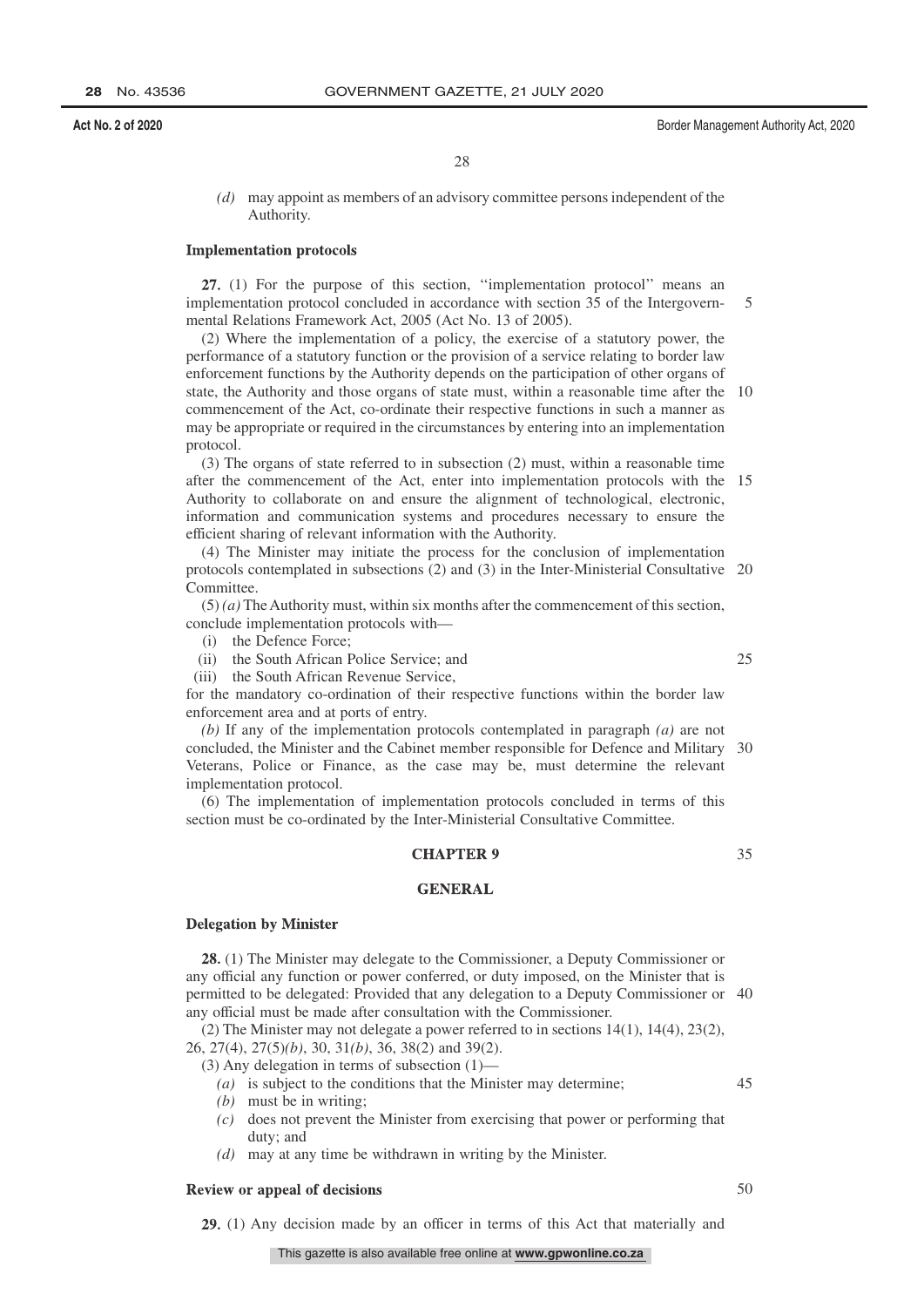*(d)* may appoint as members of an advisory committee persons independent of the Authority.

### Implementation protocols

**27.** (1) For the purpose of this section, ''implementation protocol'' means an implementation protocol concluded in accordance with section 35 of the Intergovernmental Relations Framework Act, 2005 (Act No. 13 of 2005).

(2) Where the implementation of a policy, the exercise of a statutory power, the performance of a statutory function or the provision of a service relating to border law enforcement functions by the Authority depends on the participation of other organs of state, the Authority and those organs of state must, within a reasonable time after the commencement of the Act, co-ordinate their respective functions in such a manner as may be appropriate or required in the circumstances by entering into an implementation protocol.

(3) The organs of state referred to in subsection (2) must, within a reasonable time after the commencement of the Act, enter into implementation protocols with the Authority to collaborate on and ensure the alignment of technological, electronic, information and communication systems and procedures necessary to ensure the efficient sharing of relevant information with the Authority.

(4) The Minister may initiate the process for the conclusion of implementation protocols contemplated in subsections (2) and (3) in the Inter-Ministerial Consultative Committee.

(5) *(a)* The Authority must, within six months after the commencement of this section, conclude implementation protocols with—

(i) the Defence Force;
(ii) the South African Police Service; and
(iii) the South African Revenue Service,

for the mandatory co-ordination of their respective functions within the border law enforcement area and at ports of entry.

*(b)* If any of the implementation protocols contemplated in paragraph *(a)* are not concluded, the Minister and the Cabinet member responsible for Defence and Military Veterans, Police or Finance, as the case may be, must determine the relevant implementation protocol.

(6) The implementation of implementation protocols concluded in terms of this section must be co-ordinated by the Inter-Ministerial Consultative Committee.

## CHAPTER 9

## GENERAL

### Delegation by Minister

**28.** (1) The Minister may delegate to the Commissioner, a Deputy Commissioner or any official any function or power conferred, or duty imposed, on the Minister that is permitted to be delegated: Provided that any delegation to a Deputy Commissioner or any official must be made after consultation with the Commissioner.

(2) The Minister may not delegate a power referred to in sections 14(1), 14(4), 23(2), 26, 27(4), 27(5)*(b)*, 30, 31*(b)*, 36, 38(2) and 39(2).

(3) Any delegation in terms of subsection (1)—

*(a)* is subject to the conditions that the Minister may determine;
*(b)* must be in writing;
*(c)* does not prevent the Minister from exercising that power or performing that duty; and
*(d)* may at any time be withdrawn in writing by the Minister.

### Review or appeal of decisions

**29.** (1) Any decision made by an officer in terms of this Act that materially and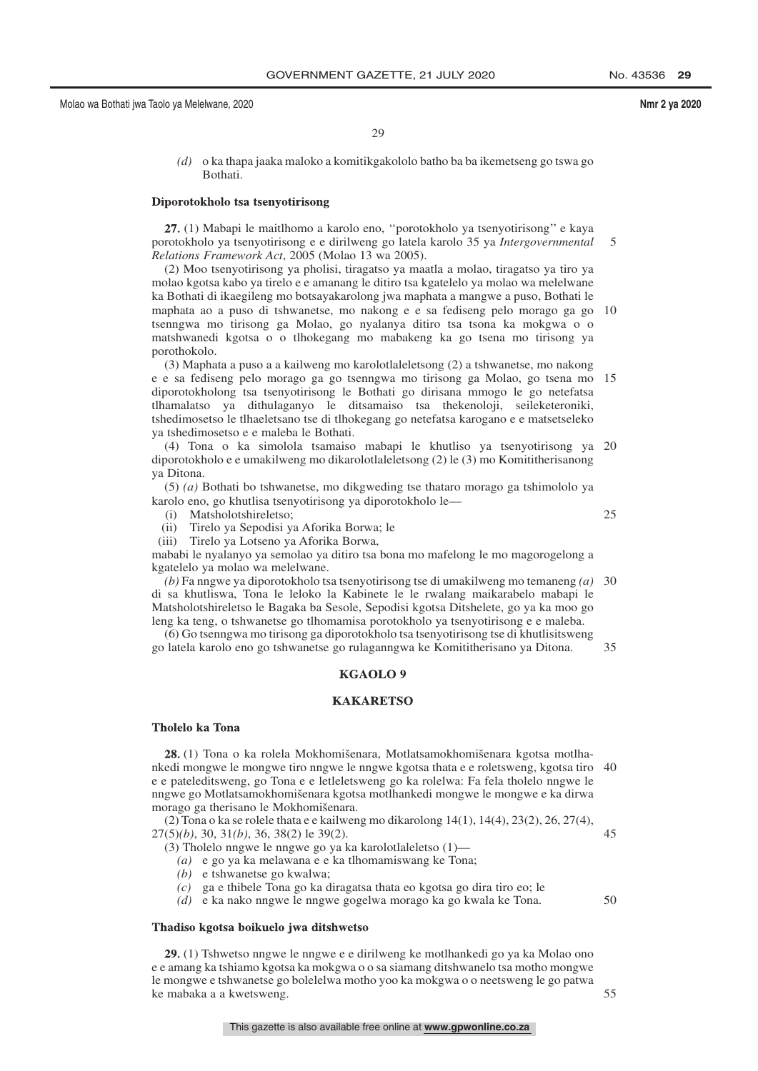*(d)* o ka thapa jaaka maloko a komitikgakololo batho ba ba ikemetseng go tswa go Bothati.

**Diporotokholo tsa tsenyotirisong**

**27.** (1) Mabapi le maitlhomo a karolo eno, ''porotokholo ya tsenyotirisong'' e kaya porotokholo ya tsenyotirisong e e dirilweng go latela karolo 35 ya *Intergovernmental Relations Framework Act*, 2005 (Molao 13 wa 2005).

(2) Moo tsenyotirisong ya pholisi, tiragatso ya maatla a molao, tiragatso ya tiro ya molao kgotsa kabo ya tirelo e e amanang le ditiro tsa kgatelelo ya molao wa melelwane ka Bothati di ikaegileng mo botsayakarolong jwa maphata a mangwe a puso, Bothati le maphata ao a puso di tshwanetse, mo nakong e e sa fediseng pelo morago ga go tsenngwa mo tirisong ga Molao, go nyalanya ditiro tsa tsona ka mokgwa o o matshwanedi kgotsa o o tlhokegang mo mabakeng ka go tsena mo tirisong ya porothokolo.

(3) Maphata a puso a a kailweng mo karolotlaleletsong (2) a tshwanetse, mo nakong e e sa fediseng pelo morago ga go tsenngwa mo tirisong ga Molao, go tsena mo diporotokholong tsa tsenyotirisong le Bothati go dirisana mmogo le go netefatsa tlhamalatso ya dithulaganyo le ditsamaiso tsa thekenoloji, seileketeroniki, tshedimosetso le tlhaeletsano tse di tlhokegang go netefatsa karogano e e matsetseleko ya tshedimosetso e e maleba le Bothati.

(4) Tona o ka simolola tsamaiso mabapi le khutliso ya tsenyotirisong ya diporotokholo e e umakilweng mo dikarolotlaleletsong (2) le (3) mo Komititherisanong ya Ditona.

(5) *(a)* Bothati bo tshwanetse, mo dikgweding tse thataro morago ga tshimololo ya karolo eno, go khutlisa tsenyotirisong ya diporotokholo le—

(i) Matsholotshireletso;
(ii) Tirelo ya Sepodisi ya Aforika Borwa; le
(iii) Tirelo ya Lotseno ya Aforika Borwa,

mabapi le nyalanyo ya semolao ya ditiro tsa bona mo mafelong le mo magorogelong a kgatelelo ya molao wa melelwane.

*(b)* Fa nngwe ya diporotokholo tsa tsenyotirisong tse di umakilweng mo temaneng *(a)* di sa khutliswa, Tona le leloko la Kabinete le le rwalang maikarabelo mabapi le Matsholotshireletso le Bagaka ba Sesole, Sepodisi kgotsa Ditshelete, go ya ka moo go leng ka teng, o tshwanetse go tlhomamisa porotokholo ya tsenyotirisong e e maleba.

(6) Go tsenngwa mo tirisong ga diporotokholo tsa tsenyotirisong tse di khutlisitsweng go latela karolo eno go tshwanetse go rulaganngwa ke Komititherisano ya Ditona.

## KGAOLO 9

## KAKARETSO

**Tholelo ka Tona**

**28.** (1) Tona o ka rolela Mokhomišenara, Motlatsamokhomišenara kgotsa motlhankedi mongwe le mongwe tiro nngwe le nngwe kgotsa thata e e roletsweng, kgotsa tiro e e pateleditsweng, go Tona e e letleletsweng go ka rolelwa: Fa fela tholelo nngwe le nngwe go Motlatsamokhomišenara kgotsa motlhankedi mongwe le mongwe e ka dirwa morago ga therisano le Mokhomišenara.

(2) Tona o ka se rolele thata e e kailweng mo dikarolong 14(1), 14(4), 23(2), 26, 27(4), 27(5)*(b)*, 30, 31*(b)*, 36, 38(2) le 39(2).

(3) Tholelo nngwe le nngwe go ya ka karolotlaleletso (1)—

*(a)* e go ya ka melawana e e ka tlhomamiswang ke Tona;
*(b)* e tshwanetse go kwalwa;
*(c)* ga e thibele Tona go ka diragatsa thata eo kgotsa go dira tiro eo; le
*(d)* e ka nako nngwe le nngwe gogelwa morago ka go kwala ke Tona.

**Thadiso kgotsa boikuelo jwa ditshwetso**

**29.** (1) Tshwetso nngwe le nngwe e e dirilweng ke motlhankedi go ya ka Molao ono e e amang ka tshiamo kgotsa ka mokgwa o o sa siamang ditshwanelo tsa motho mongwe le mongwe e tshwanetse go bolelelwa motho yoo ka mokgwa o o neetsweng le go patwa ke mabaka a a kwetsweng.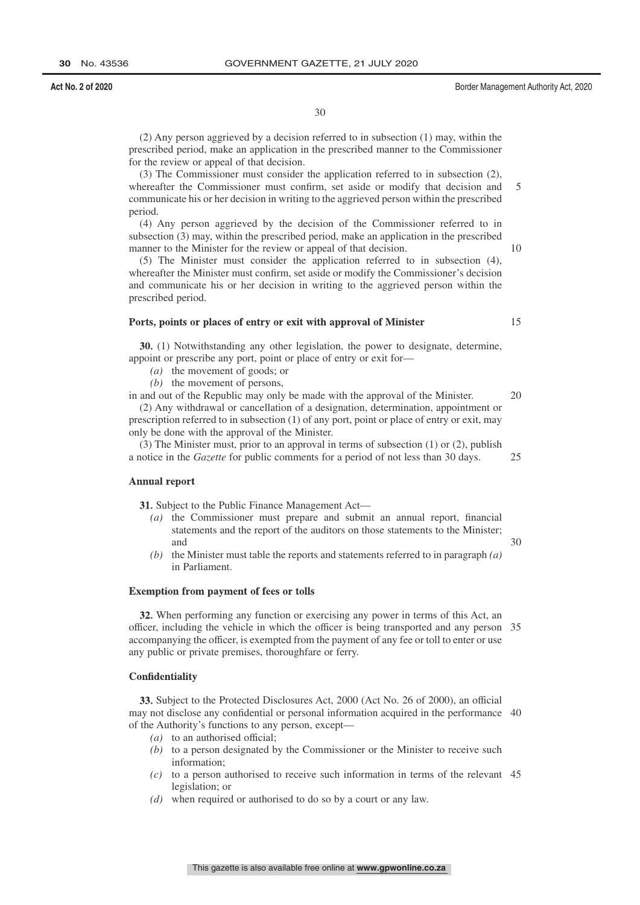(2) Any person aggrieved by a decision referred to in subsection (1) may, within the prescribed period, make an application in the prescribed manner to the Commissioner for the review or appeal of that decision.

(3) The Commissioner must consider the application referred to in subsection (2), whereafter the Commissioner must confirm, set aside or modify that decision and communicate his or her decision in writing to the aggrieved person within the prescribed period.

(4) Any person aggrieved by the decision of the Commissioner referred to in subsection (3) may, within the prescribed period, make an application in the prescribed manner to the Minister for the review or appeal of that decision.

(5) The Minister must consider the application referred to in subsection (4), whereafter the Minister must confirm, set aside or modify the Commissioner's decision and communicate his or her decision in writing to the aggrieved person within the prescribed period.

### Ports, points or places of entry or exit with approval of Minister

**30.** (1) Notwithstanding any other legislation, the power to designate, determine, appoint or prescribe any port, point or place of entry or exit for—

*(a)* the movement of goods; or

*(b)* the movement of persons,

in and out of the Republic may only be made with the approval of the Minister.

(2) Any withdrawal or cancellation of a designation, determination, appointment or prescription referred to in subsection (1) of any port, point or place of entry or exit, may only be done with the approval of the Minister.

(3) The Minister must, prior to an approval in terms of subsection (1) or (2), publish a notice in the *Gazette* for public comments for a period of not less than 30 days.

### Annual report

**31.** Subject to the Public Finance Management Act—

*(a)* the Commissioner must prepare and submit an annual report, financial statements and the report of the auditors on those statements to the Minister; and

*(b)* the Minister must table the reports and statements referred to in paragraph *(a)* in Parliament.

### Exemption from payment of fees or tolls

**32.** When performing any function or exercising any power in terms of this Act, an officer, including the vehicle in which the officer is being transported and any person accompanying the officer, is exempted from the payment of any fee or toll to enter or use any public or private premises, thoroughfare or ferry.

### Confidentiality

**33.** Subject to the Protected Disclosures Act, 2000 (Act No. 26 of 2000), an official may not disclose any confidential or personal information acquired in the performance of the Authority's functions to any person, except—

*(a)* to an authorised official;

*(b)* to a person designated by the Commissioner or the Minister to receive such information;

*(c)* to a person authorised to receive such information in terms of the relevant legislation; or

*(d)* when required or authorised to do so by a court or any law.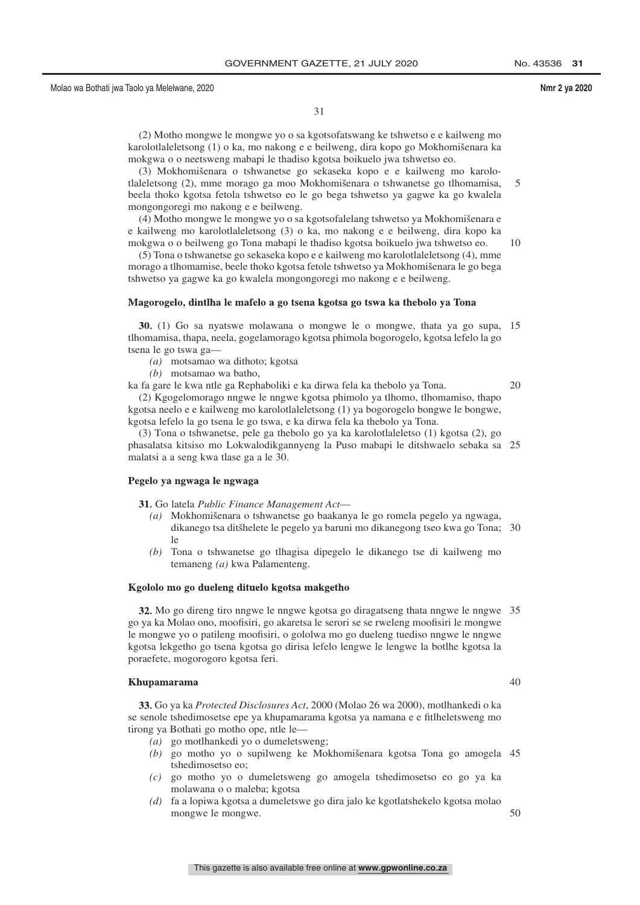(2) Motho mongwe le mongwe yo o sa kgotsofatswang ke tshwetso e e kailweng mo karolotlaleletsong (1) o ka, mo nakong e e beilweng, dira kopo go Mokhomišenara ka mokgwa o o neetsweng mabapi le thadiso kgotsa boikuelo jwa tshwetso eo.

(3) Mokhomišenara o tshwanetse go sekaseka kopo e e kailweng mo karolotlaleletsong (2), mme morago ga moo Mokhomišenara o tshwanetse go tlhomamisa, beela thoko kgotsa fetola tshwetso eo le go bega tshwetso ya gagwe ka go kwalela mongongoregi mo nakong e e beilweng.

(4) Motho mongwe le mongwe yo o sa kgotsofalelang tshwetso ya Mokhomišenara e e kailweng mo karolotlaleletsong (3) o ka, mo nakong e e beilweng, dira kopo ka mokgwa o o beilweng go Tona mabapi le thadiso kgotsa boikuelo jwa tshwetso eo.

(5) Tona o tshwanetse go sekaseka kopo e e kailweng mo karolotlaleletsong (4), mme morago a tlhomamise, beele thoko kgotsa fetole tshwetso ya Mokhomišenara le go bega tshwetso ya gagwe ka go kwalela mongongoregi mo nakong e e beilweng.

**Magorogelo, dintlha le mafelo a go tsena kgotsa go tswa ka thebolo ya Tona**

**30.** (1) Go sa nyatswe molawana o mongwe le o mongwe, thata ya go supa, tlhomamisa, thapa, neela, gogelamorago kgotsa phimola bogorogelo, kgotsa lefelo la go tsena le go tswa ga—

*(a)* motsamao wa dithoto; kgotsa

*(b)* motsamao wa batho,

ka fa gare le kwa ntle ga Rephaboliki e ka dirwa fela ka thebolo ya Tona.

(2) Kgogelomorago nngwe le nngwe kgotsa phimolo ya tlhomo, tlhomamiso, thapo kgotsa neelo e e kailweng mo karolotlaleletsong (1) ya bogorogelo bongwe le bongwe, kgotsa lefelo la go tsena le go tswa, e ka dirwa fela ka thebolo ya Tona.

(3) Tona o tshwanetse, pele ga thebolo go ya ka karolotlaleletso (1) kgotsa (2), go phasalatsa kitsiso mo Lokwalodikgannyeng la Puso mabapi le ditshwaelo sebaka sa malatsi a a seng kwa tlase ga a le 30.

**Pegelo ya ngwaga le ngwaga**

**31.** Go latela *Public Finance Management Act*—

*(a)* Mokhomišenara o tshwanetse go baakanya le go romela pegelo ya ngwaga, dikanego tsa ditšhelete le pegelo ya baruni mo dikanegong tseo kwa go Tona; le

*(b)* Tona o tshwanetse go tlhagisa dipegelo le dikanego tse di kailweng mo temaneng *(a)* kwa Palamenteng.

**Kgololo mo go dueleng dituelo kgotsa makgetho**

**32.** Mo go direng tiro nngwe le nngwe kgotsa go diragatseng thata nngwe le nngwe go ya ka Molao ono, moofisiri, go akaretsa le serori se se rweleng moofisiri le mongwe le mongwe yo o patileng moofisiri, o gololwa mo go dueleng tuediso nngwe le nngwe kgotsa lekgetho go tsena kgotsa go dirisa lefelo lengwe le lengwe la botlhe kgotsa la poraefete, mogorogoro kgotsa feri.

**Khupamarama**

**33.** Go ya ka *Protected Disclosures Act*, 2000 (Molao 26 wa 2000), motlhankedi o ka se senole tshedimosetse epe ya khupamarama kgotsa ya namana e e fitlheletsweng mo tirong ya Bothati go motho ope, ntle le—

*(a)* go motlhankedi yo o dumeletsweng;

*(b)* go motho yo o supilweng ke Mokhomišenara kgotsa Tona go amogela tshedimosetso eo;

*(c)* go motho yo o dumeletsweng go amogela tshedimosetso eo go ya ka molawana o o maleba; kgotsa

*(d)* fa a lopiwa kgotsa a dumeletswe go dira jalo ke kgotlatshekelo kgotsa molao mongwe le mongwe.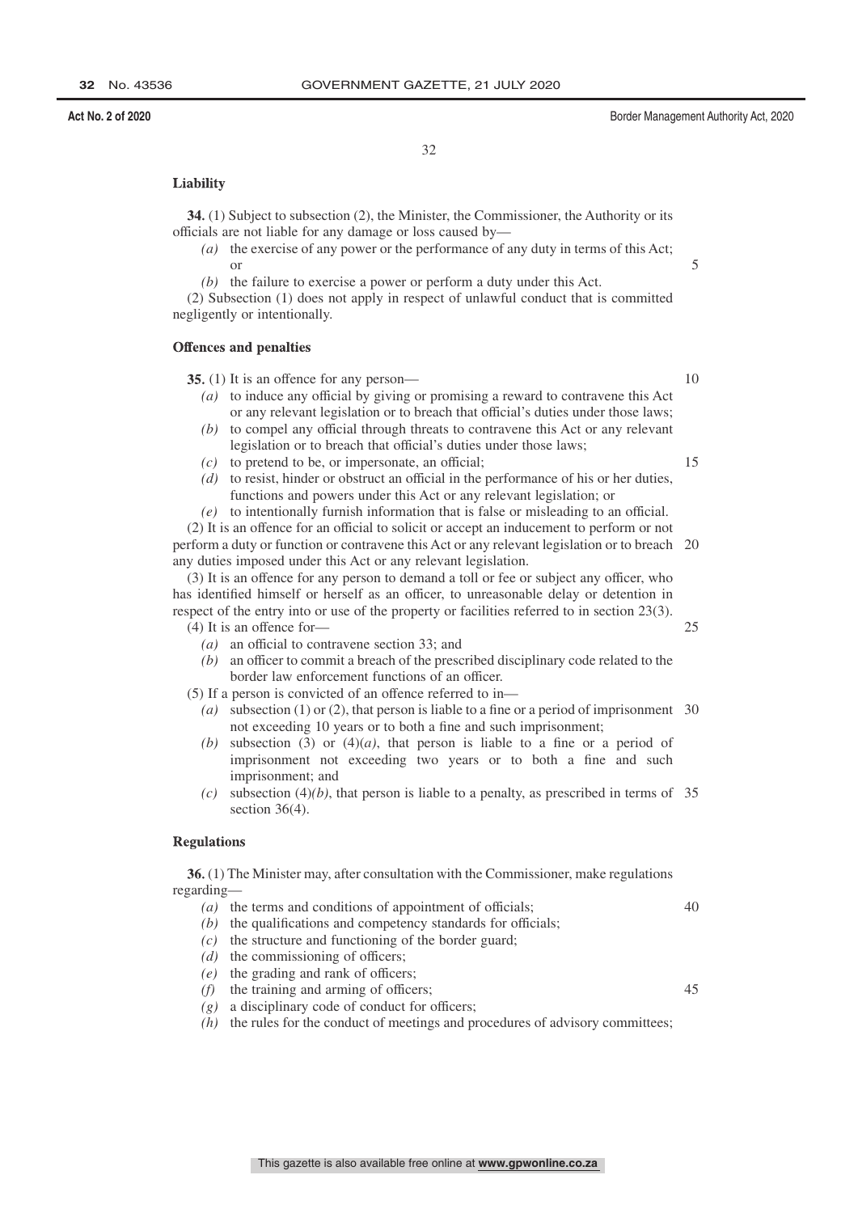**Liability**

**34.** (1) Subject to subsection (2), the Minister, the Commissioner, the Authority or its officials are not liable for any damage or loss caused by—

*(a)* the exercise of any power or the performance of any duty in terms of this Act; or

*(b)* the failure to exercise a power or perform a duty under this Act.

(2) Subsection (1) does not apply in respect of unlawful conduct that is committed negligently or intentionally.

**Offences and penalties**

**35.** (1) It is an offence for any person—

*(a)* to induce any official by giving or promising a reward to contravene this Act or any relevant legislation or to breach that official's duties under those laws;

*(b)* to compel any official through threats to contravene this Act or any relevant legislation or to breach that official's duties under those laws;

*(c)* to pretend to be, or impersonate, an official;

*(d)* to resist, hinder or obstruct an official in the performance of his or her duties, functions and powers under this Act or any relevant legislation; or

*(e)* to intentionally furnish information that is false or misleading to an official.

(2) It is an offence for an official to solicit or accept an inducement to perform or not perform a duty or function or contravene this Act or any relevant legislation or to breach any duties imposed under this Act or any relevant legislation.

(3) It is an offence for any person to demand a toll or fee or subject any officer, who has identified himself or herself as an officer, to unreasonable delay or detention in respect of the entry into or use of the property or facilities referred to in section 23(3).

(4) It is an offence for—

*(a)* an official to contravene section 33; and

*(b)* an officer to commit a breach of the prescribed disciplinary code related to the border law enforcement functions of an officer.

(5) If a person is convicted of an offence referred to in—

*(a)* subsection (1) or (2), that person is liable to a fine or a period of imprisonment not exceeding 10 years or to both a fine and such imprisonment;

*(b)* subsection (3) or (4)*(a)*, that person is liable to a fine or a period of imprisonment not exceeding two years or to both a fine and such imprisonment; and

*(c)* subsection (4)*(b)*, that person is liable to a penalty, as prescribed in terms of section 36(4).

**Regulations**

**36.** (1) The Minister may, after consultation with the Commissioner, make regulations regarding—

*(a)* the terms and conditions of appointment of officials;

*(b)* the qualifications and competency standards for officials;

*(c)* the structure and functioning of the border guard;

*(d)* the commissioning of officers;

*(e)* the grading and rank of officers;

*(f)* the training and arming of officers;

*(g)* a disciplinary code of conduct for officers;

*(h)* the rules for the conduct of meetings and procedures of advisory committees;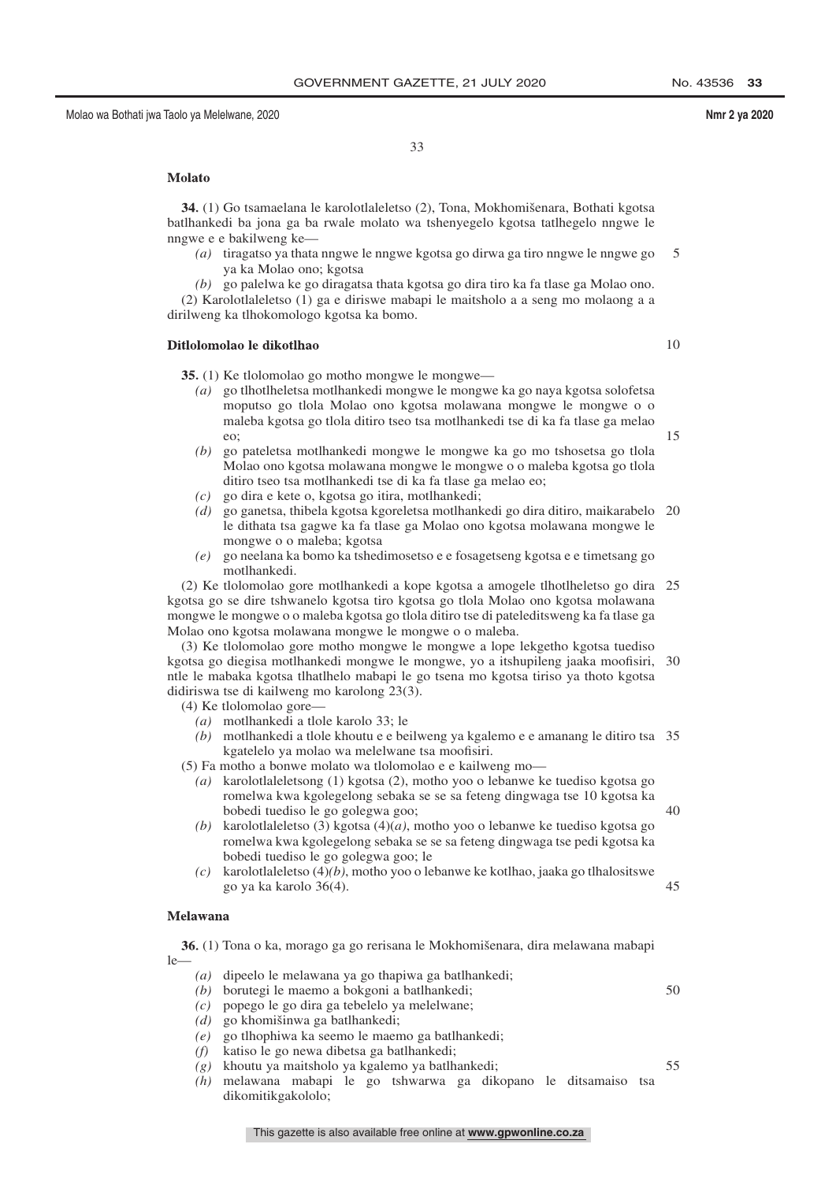### Molato

**34.** (1) Go tsamaelana le karolotlaleletso (2), Tona, Mokhomišenara, Bothati kgotsa batlhankedi ba jona ga ba rwale molato wa tshenyegelo kgotsa tatlhegelo nngwe le nngwe e e bakilweng ke—

*(a)* tiragatso ya thata nngwe le nngwe kgotsa go dirwa ga tiro nngwe le nngwe go ya ka Molao ono; kgotsa

*(b)* go palelwa ke go diragatsa thata kgotsa go dira tiro ka fa tlase ga Molao ono.

(2) Karolotlaleletso (1) ga e diriswe mabapi le maitsholo a a seng mo molaong a a dirilweng ka tlhokomologo kgotsa ka bomo.

### Ditlolomolao le dikotlhao

**35.** (1) Ke tlolomolao go motho mongwe le mongwe—

*(a)* go tlhotlheletsa motlhankedi mongwe le mongwe ka go naya kgotsa solofetsa moputso go tlola Molao ono kgotsa molawana mongwe le mongwe o o maleba kgotsa go tlola ditiro tseo tsa motlhankedi tse di ka fa tlase ga melao eo;

*(b)* go pateletsa motlhankedi mongwe le mongwe ka go mo tshosetsa go tlola Molao ono kgotsa molawana mongwe le mongwe o o maleba kgotsa go tlola ditiro tseo tsa motlhankedi tse di ka fa tlase ga melao eo;

*(c)* go dira e kete o, kgotsa go itira, motlhankedi;

*(d)* go ganetsa, thibela kgotsa kgoreletsa motlhankedi go dira ditiro, maikarabelo le dithata tsa gagwe ka fa tlase ga Molao ono kgotsa molawana mongwe le mongwe o o maleba; kgotsa

*(e)* go neelana ka bomo ka tshedimosetso e e fosagetseng kgotsa e e timetsang go motlhankedi.

(2) Ke tlolomolao gore motlhankedi a kope kgotsa a amogele tlhotlheletso go dira kgotsa go se dire tshwanelo kgotsa tiro kgotsa go tlola Molao ono kgotsa molawana mongwe le mongwe o o maleba kgotsa go tlola ditiro tse di pateleditsweng ka fa tlase ga Molao ono kgotsa molawana mongwe le mongwe o o maleba.

(3) Ke tlolomolao gore motho mongwe le mongwe a lope lekgetho kgotsa tuediso kgotsa go diegisa motlhankedi mongwe le mongwe, yo a itshupileng jaaka moofisiri, ntle le mabaka kgotsa tlhatlhelo mabapi le go tsena mo kgotsa tiriso ya thoto kgotsa didiriswa tse di kailweng mo karolong 23(3).

(4) Ke tlolomolao gore—

*(a)* motlhankedi a tlole karolo 33; le

*(b)* motlhankedi a tlole khoutu e e beilweng ya kgalemo e e amanang le ditiro tsa kgatelelo ya molao wa melelwane tsa moofisiri.

(5) Fa motho a bonwe molato wa tlolomolao e e kailweng mo—

*(a)* karolotlaleletsong (1) kgotsa (2), motho yoo o lebanwe ke tuediso kgotsa go romelwa kwa kgolegelong sebaka se se sa feteng dingwaga tse 10 kgotsa ka bobedi tuediso le go golegwa goo;

*(b)* karolotlaleletso (3) kgotsa (4)*(a)*, motho yoo o lebanwe ke tuediso kgotsa go romelwa kwa kgolegelong sebaka se se sa feteng dingwaga tse pedi kgotsa ka bobedi tuediso le go golegwa goo; le

*(c)* karolotlaleletso (4)*(b)*, motho yoo o lebanwe ke kotlhao, jaaka go tlhalositswe go ya ka karolo 36(4).

### Melawana

**36.** (1) Tona o ka, morago ga go rerisana le Mokhomišenara, dira melawana mabapi le—

*(a)* dipeelo le melawana ya go thapiwa ga batlhankedi;

*(b)* borutegi le maemo a bokgoni a batlhankedi;

*(c)* popego le go dira ga tebelelo ya melelwane;

*(d)* go khomišinwa ga batlhankedi;

*(e)* go tlhophiwa ka seemo le maemo ga batlhankedi;

*(f)* katiso le go newa dibetsa ga batlhankedi;

*(g)* khoutu ya maitsholo ya kgalemo ya batlhankedi;

*(h)* melawana mabapi le go tshwarwa ga dikopano le ditsamaiso tsa dikomitikgakololo;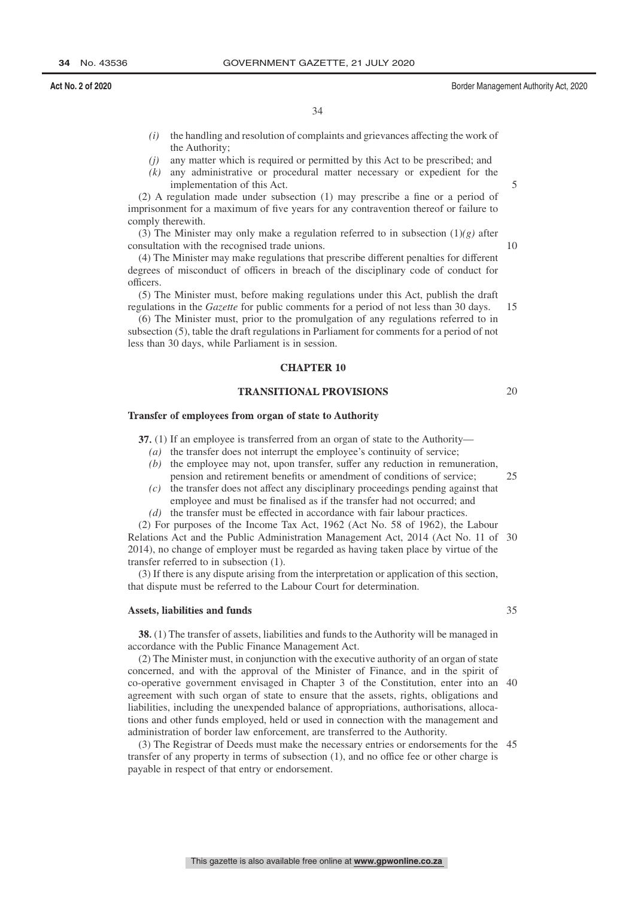*(i)* the handling and resolution of complaints and grievances affecting the work of the Authority;

*(j)* any matter which is required or permitted by this Act to be prescribed; and

*(k)* any administrative or procedural matter necessary or expedient for the implementation of this Act.

(2) A regulation made under subsection (1) may prescribe a fine or a period of imprisonment for a maximum of five years for any contravention thereof or failure to comply therewith.

(3) The Minister may only make a regulation referred to in subsection (1)*(g)* after consultation with the recognised trade unions.

(4) The Minister may make regulations that prescribe different penalties for different degrees of misconduct of officers in breach of the disciplinary code of conduct for officers.

(5) The Minister must, before making regulations under this Act, publish the draft regulations in the *Gazette* for public comments for a period of not less than 30 days.

(6) The Minister must, prior to the promulgation of any regulations referred to in subsection (5), table the draft regulations in Parliament for comments for a period of not less than 30 days, while Parliament is in session.

## CHAPTER 10

## TRANSITIONAL PROVISIONS

### Transfer of employees from organ of state to Authority

**37.** (1) If an employee is transferred from an organ of state to the Authority—

*(a)* the transfer does not interrupt the employee's continuity of service;

*(b)* the employee may not, upon transfer, suffer any reduction in remuneration, pension and retirement benefits or amendment of conditions of service;

*(c)* the transfer does not affect any disciplinary proceedings pending against that employee and must be finalised as if the transfer had not occurred; and

*(d)* the transfer must be effected in accordance with fair labour practices.

(2) For purposes of the Income Tax Act, 1962 (Act No. 58 of 1962), the Labour Relations Act and the Public Administration Management Act, 2014 (Act No. 11 of 2014), no change of employer must be regarded as having taken place by virtue of the transfer referred to in subsection (1).

(3) If there is any dispute arising from the interpretation or application of this section, that dispute must be referred to the Labour Court for determination.

### Assets, liabilities and funds

**38.** (1) The transfer of assets, liabilities and funds to the Authority will be managed in accordance with the Public Finance Management Act.

(2) The Minister must, in conjunction with the executive authority of an organ of state concerned, and with the approval of the Minister of Finance, and in the spirit of co-operative government envisaged in Chapter 3 of the Constitution, enter into an agreement with such organ of state to ensure that the assets, rights, obligations and liabilities, including the unexpended balance of appropriations, authorisations, allocations and other funds employed, held or used in connection with the management and administration of border law enforcement, are transferred to the Authority.

(3) The Registrar of Deeds must make the necessary entries or endorsements for the transfer of any property in terms of subsection (1), and no office fee or other charge is payable in respect of that entry or endorsement.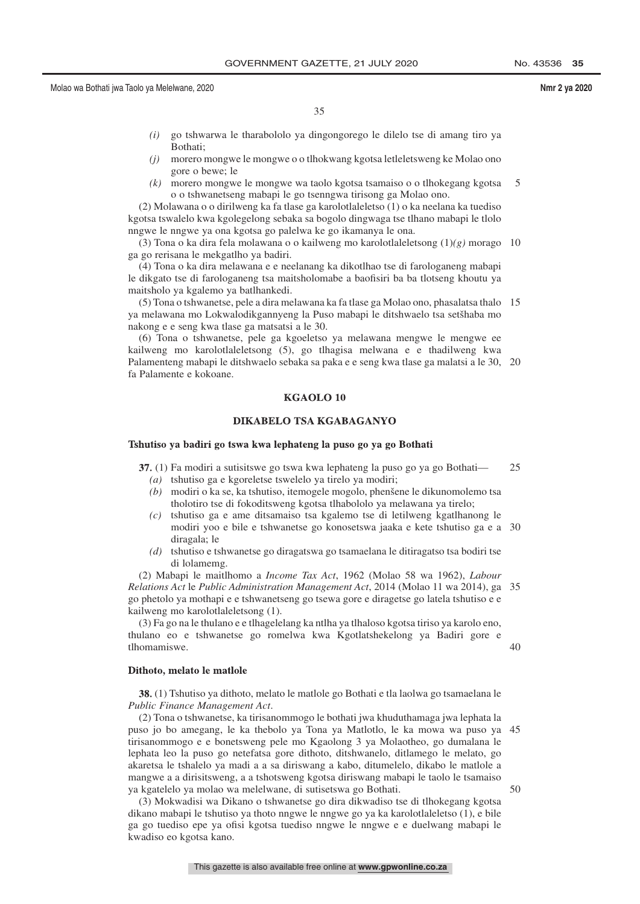*(i)* go tshwarwa le tharabololo ya dingongorego le dilelo tse di amang tiro ya Bothati;

*(j)* morero mongwe le mongwe o o tlhokwang kgotsa letleletsweng ke Molao ono gore o bewe; le

*(k)* morero mongwe le mongwe wa taolo kgotsa tsamaiso o o tlhokegang kgotsa o o tshwanetseng mabapi le go tsenngwa tirisong ga Molao ono.

(2) Molawana o o dirilweng ka fa tlase ga karolotlaleletso (1) o ka neelana ka tuediso kgotsa tswalelo kwa kgolegelong sebaka sa bogolo dingwaga tse tlhano mabapi le tlolo nngwe le nngwe ya ona kgotsa go palelwa ke go ikamanya le ona.

(3) Tona o ka dira fela molawana o o kailweng mo karolotlaleletsong (1)*(g)* morago ga go rerisana le mekgatlho ya badiri.

(4) Tona o ka dira melawana e e neelanang ka dikotlhao tse di farologaneng mabapi le dikgato tse di farologaneng tsa maitsholomabe a baofisiri ba ba tlotseng khoutu ya maitsholo ya kgalemo ya batlhankedi.

(5) Tona o tshwanetse, pele a dira melawana ka fa tlase ga Molao ono, phasalatsa thalo ya melawana mo Lokwalodikgannyeng la Puso mabapi le ditshwaelo tsa setšhaba mo nakong e e seng kwa tlase ga matsatsi a le 30.

(6) Tona o tshwanetse, pele ga kgoeletso ya melawana mengwe le mengwe ee kailweng mo karolotlaleletsong (5), go tlhagisa melwana e e thadilweng kwa Palamenteng mabapi le ditshwaelo sebaka sa paka e e seng kwa tlase ga malatsi a le 30, fa Palamente e kokoane.

## KGAOLO 10

## DIKABELO TSA KGABAGANYO

### Tshutiso ya badiri go tswa kwa lephateng la puso go ya go Bothati

**37.** (1) Fa modiri a sutisitswe go tswa kwa lephateng la puso go ya go Bothati—

*(a)* tshutiso ga e kgoreletse tswelelo ya tirelo ya modiri;

*(b)* modiri o ka se, ka tshutiso, itemogele mogolo, phenšene le dikunomolemo tsa tholotiro tse di fokoditsweng kgotsa tlhabololo ya melawana ya tirelo;

*(c)* tshutiso ga e ame ditsamaiso tsa kgalemo tse di letilweng kgatlhanong le modiri yoo e bile e tshwanetse go konosetswa jaaka e kete tshutiso ga e a diragala; le

*(d)* tshutiso e tshwanetse go diragatswa go tsamaelana le ditiragatso tsa bodiri tse di lolamemg.

(2) Mabapi le maitlhomo a *Income Tax Act*, 1962 (Molao 58 wa 1962), *Labour Relations Act* le *Public Administration Management Act*, 2014 (Molao 11 wa 2014), ga go phetolo ya mothapi e e tshwanetseng go tsewa gore e diragetse go latela tshutiso e e kailweng mo karolotlaleletsong (1).

(3) Fa go na le thulano e e tlhagelelang ka ntlha ya tlhaloso kgotsa tiriso ya karolo eno, thulano eo e tshwanetse go romelwa kwa Kgotlatshekelong ya Badiri gore e tlhomamiswe.

### Dithoto, melato le matlole

**38.** (1) Tshutiso ya dithoto, melato le matlole go Bothati e tla laolwa go tsamaelana le *Public Finance Management Act*.

(2) Tona o tshwanetse, ka tirisanommogo le bothati jwa khuduthamaga jwa lephata la puso jo bo amegang, le ka thebolo ya Tona ya Matlotlo, le ka mowa wa puso ya tirisanommogo e e bonetsweng pele mo Kgaolong 3 ya Molaotheo, go dumalana le lephata leo la puso go netefatsa gore dithoto, ditshwanelo, ditlamego le melato, go akaretsa le tshalelo ya madi a a sa diriswang a kabo, ditumelelo, dikabo le matlole a mangwe a a dirisitsweng, a a tshotsweng kgotsa diriswang mabapi le taolo le tsamaiso ya kgatelelo ya molao wa melelwane, di sutisetswa go Bothati.

(3) Mokwadisi wa Dikano o tshwanetse go dira dikwadiso tse di tlhokegang kgotsa dikano mabapi le tshutiso ya thoto nngwe le nngwe go ya ka karolotlaleletso (1), e bile ga go tuediso epe ya ofisi kgotsa tuediso nngwe le nngwe e e duelwang mabapi le kwadiso eo kgotsa kano.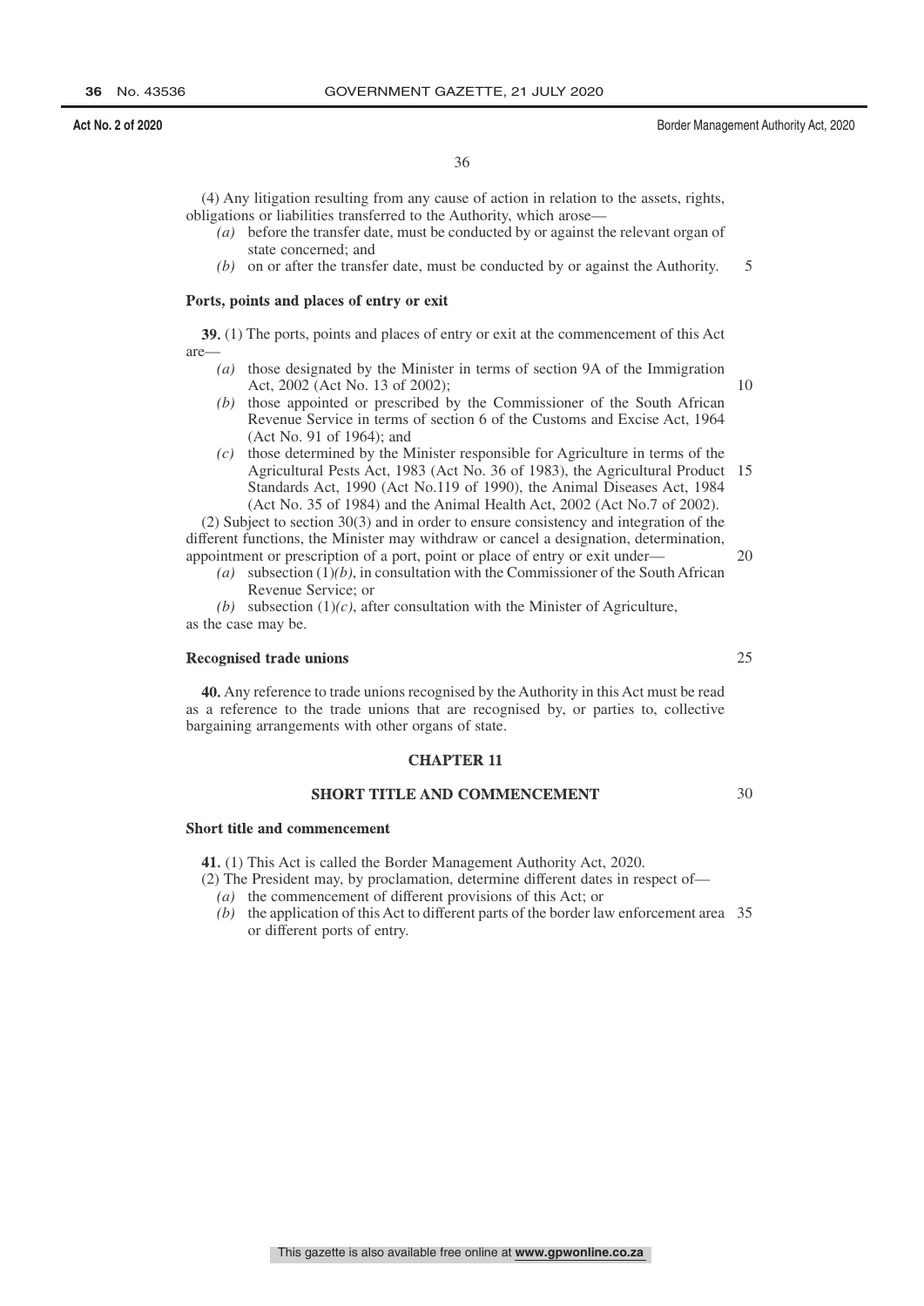(4) Any litigation resulting from any cause of action in relation to the assets, rights, obligations or liabilities transferred to the Authority, which arose—

- *(a)* before the transfer date, must be conducted by or against the relevant organ of state concerned; and
- *(b)* on or after the transfer date, must be conducted by or against the Authority.

**Ports, points and places of entry or exit**

**39.** (1) The ports, points and places of entry or exit at the commencement of this Act are—

- *(a)* those designated by the Minister in terms of section 9A of the Immigration Act, 2002 (Act No. 13 of 2002);
- *(b)* those appointed or prescribed by the Commissioner of the South African Revenue Service in terms of section 6 of the Customs and Excise Act, 1964 (Act No. 91 of 1964); and
- *(c)* those determined by the Minister responsible for Agriculture in terms of the Agricultural Pests Act, 1983 (Act No. 36 of 1983), the Agricultural Product Standards Act, 1990 (Act No.119 of 1990), the Animal Diseases Act, 1984 (Act No. 35 of 1984) and the Animal Health Act, 2002 (Act No.7 of 2002).

(2) Subject to section 30(3) and in order to ensure consistency and integration of the different functions, the Minister may withdraw or cancel a designation, determination, appointment or prescription of a port, point or place of entry or exit under—

- *(a)* subsection (1)*(b)*, in consultation with the Commissioner of the South African Revenue Service; or
- *(b)* subsection (1)*(c)*, after consultation with the Minister of Agriculture,

as the case may be.

**Recognised trade unions**

**40.** Any reference to trade unions recognised by the Authority in this Act must be read as a reference to the trade unions that are recognised by, or parties to, collective bargaining arrangements with other organs of state.

## CHAPTER 11

## SHORT TITLE AND COMMENCEMENT

**Short title and commencement**

**41.** (1) This Act is called the Border Management Authority Act, 2020.

(2) The President may, by proclamation, determine different dates in respect of—

- *(a)* the commencement of different provisions of this Act; or
- *(b)* the application of this Act to different parts of the border law enforcement area or different ports of entry.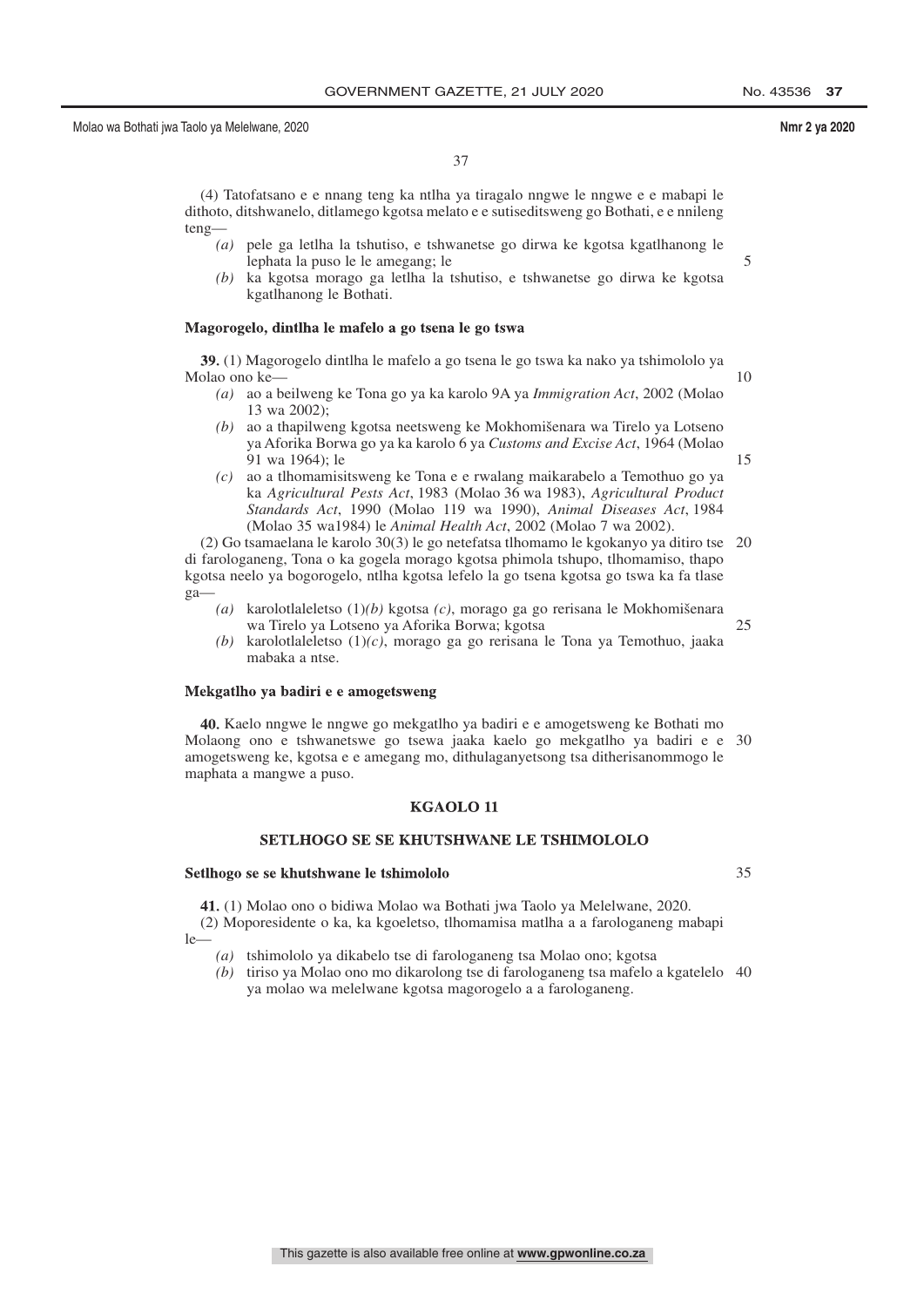(4) Tatofatsano e e nnang teng ka ntlha ya tiragalo nngwe le nngwe e e mabapi le dithoto, ditshwanelo, ditlamego kgotsa melato e e sutiseditsweng go Bothati, e e nnileng teng—

- *(a)* pele ga letlha la tshutiso, e tshwanetse go dirwa ke kgotsa kgatlhanong le lephata la puso le le amegang; le
- *(b)* ka kgotsa morago ga letlha la tshutiso, e tshwanetse go dirwa ke kgotsa kgatlhanong le Bothati.

**Magorogelo, dintlha le mafelo a go tsena le go tswa**

**39.** (1) Magorogelo dintlha le mafelo a go tsena le go tswa ka nako ya tshimololo ya Molao ono ke—

- *(a)* ao a beilweng ke Tona go ya ka karolo 9A ya *Immigration Act*, 2002 (Molao 13 wa 2002);
- *(b)* ao a thapilweng kgotsa neetsweng ke Mokhomišenara wa Tirelo ya Lotseno ya Aforika Borwa go ya ka karolo 6 ya *Customs and Excise Act*, 1964 (Molao 91 wa 1964); le
- *(c)* ao a tlhomamisitsweng ke Tona e e rwalang maikarabelo a Temothuo go ya ka *Agricultural Pests Act*, 1983 (Molao 36 wa 1983), *Agricultural Product Standards Act*, 1990 (Molao 119 wa 1990), *Animal Diseases Act*, 1984 (Molao 35 wa1984) le *Animal Health Act*, 2002 (Molao 7 wa 2002).

(2) Go tsamaelana le karolo 30(3) le go netefatsa tlhomamo le kgokanyo ya ditiro tse di farologaneng, Tona o ka gogela morago kgotsa phimola tshupo, tlhomamiso, thapo kgotsa neelo ya bogorogelo, ntlha kgotsa lefelo la go tsena kgotsa go tswa ka fa tlase ga—

- *(a)* karolotlaleletso (1)*(b)* kgotsa *(c)*, morago ga go rerisana le Mokhomišenara wa Tirelo ya Lotseno ya Aforika Borwa; kgotsa
- *(b)* karolotlaleletso (1)*(c)*, morago ga go rerisana le Tona ya Temothuo, jaaka mabaka a ntse.

**Mekgatlho ya badiri e e amogetsweng**

**40.** Kaelo nngwe le nngwe go mekgatlho ya badiri e e amogetsweng ke Bothati mo Molaong ono e tshwanetswe go tsewa jaaka kaelo go mekgatlho ya badiri e e amogetsweng ke, kgotsa e e amegang mo, dithulaganyetsong tsa ditherisanommogo le maphata a mangwe a puso.

## KGAOLO 11

## SETLHOGO SE SE KHUTSHWANE LE TSHIMOLOLO

**Setlhogo se se khutshwane le tshimololo**

**41.** (1) Molao ono o bidiwa Molao wa Bothati jwa Taolo ya Melelwane, 2020.

(2) Moporesidente o ka, ka kgoeletso, tlhomamisa matlha a a farologaneng mabapi le—

- *(a)* tshimololo ya dikabelo tse di farologaneng tsa Molao ono; kgotsa
- *(b)* tiriso ya Molao ono mo dikarolong tse di farologaneng tsa mafelo a kgatelelo ya molao wa melelwane kgotsa magorogelo a a farologaneng.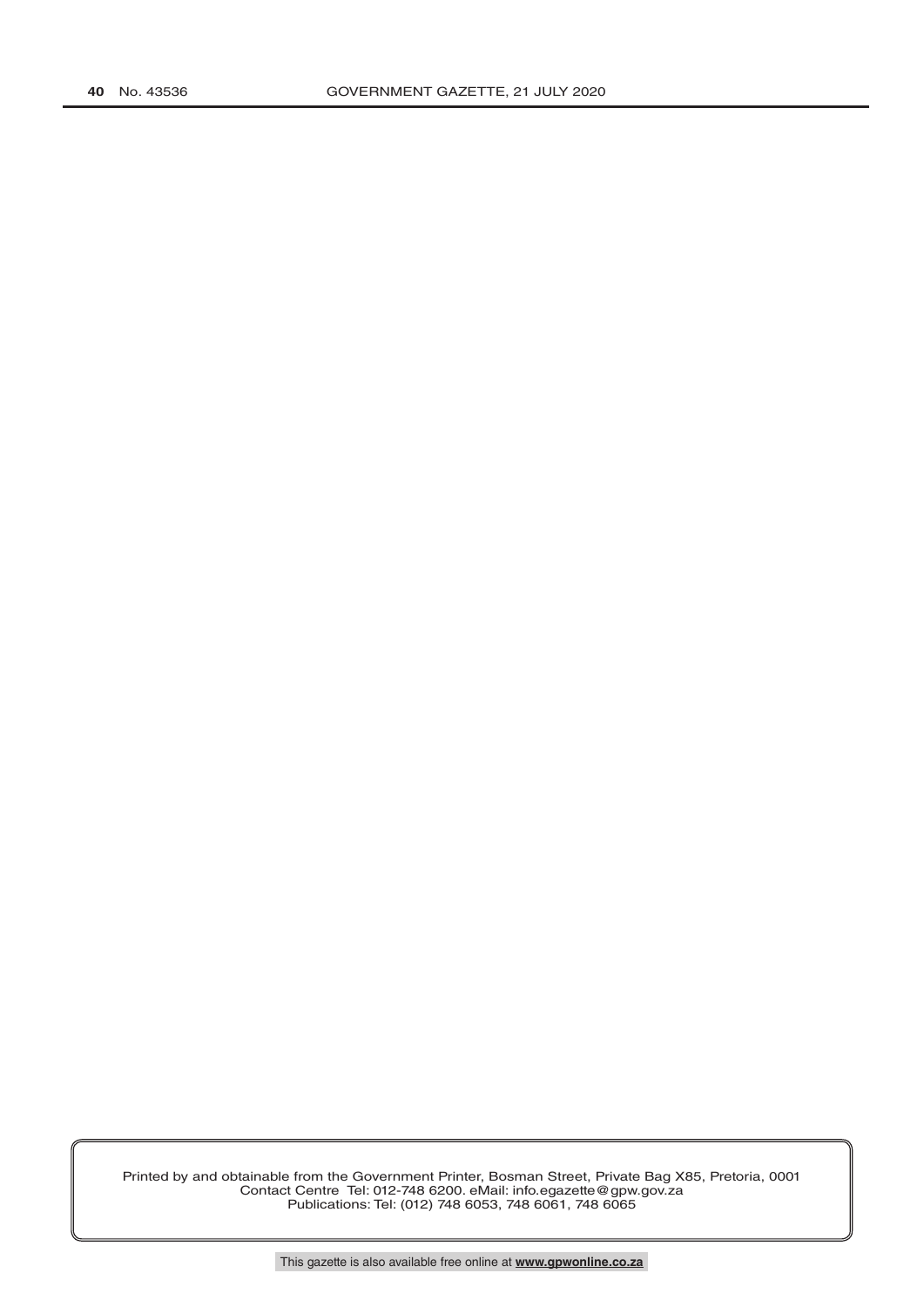Printed by and obtainable from the Government Printer, Bosman Street, Private Bag X85, Pretoria, 0001
Contact Centre Tel: 012-748 6200. eMail: info.egazette@gpw.gov.za
Publications: Tel: (012) 748 6053, 748 6061, 748 6065

This gazette is also available free online at **www.gpwonline.co.za**